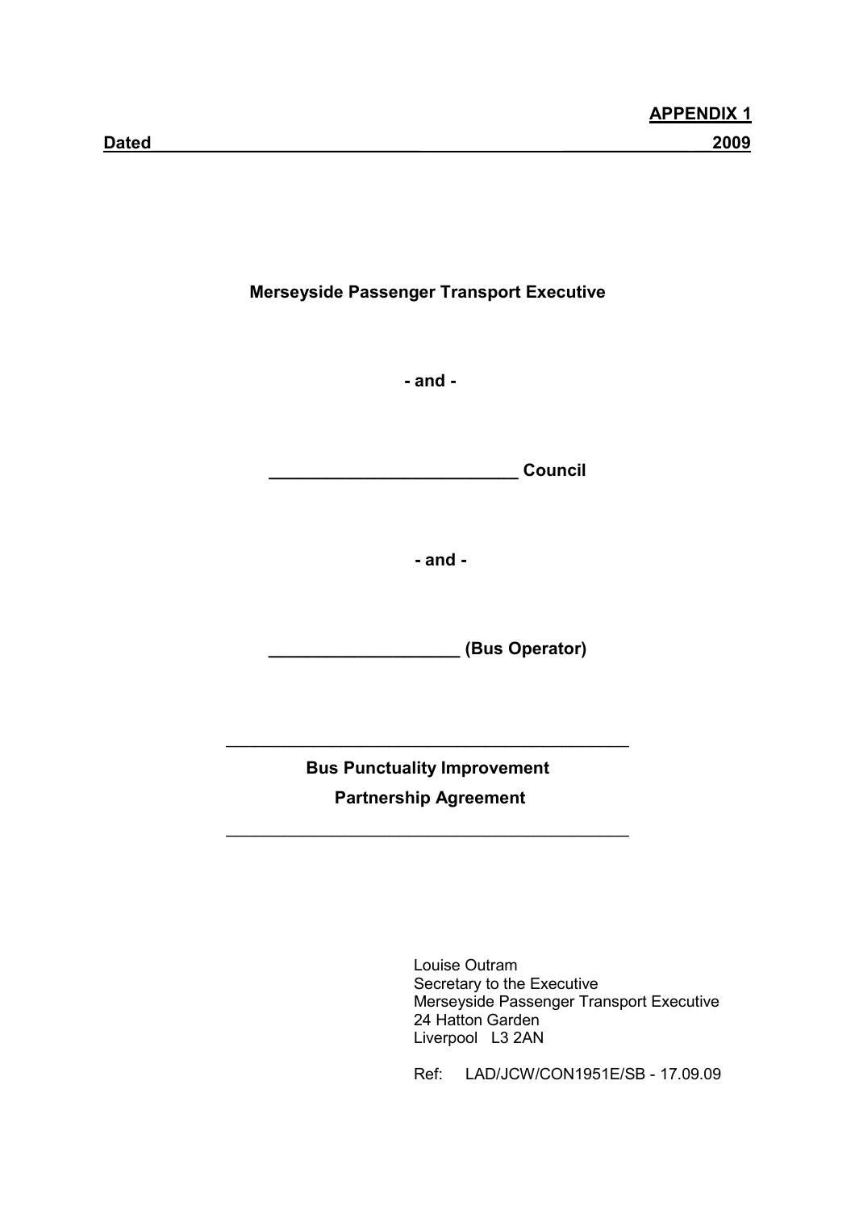**APPENDIX 1**

**Dated ______________________________________________ 2009**

**Merseyside Passenger Transport Executive**

**- and -**

**__________________________ Council**

**- and -**

**____________________ (Bus Operator)**

---

**Bus Punctuality Improvement**

**Partnership Agreement**

---

Louise Outram
Secretary to the Executive
Merseyside Passenger Transport Executive
24 Hatton Garden
Liverpool L3 2AN

Ref: LAD/JCW/CON1951E/SB - 17.09.09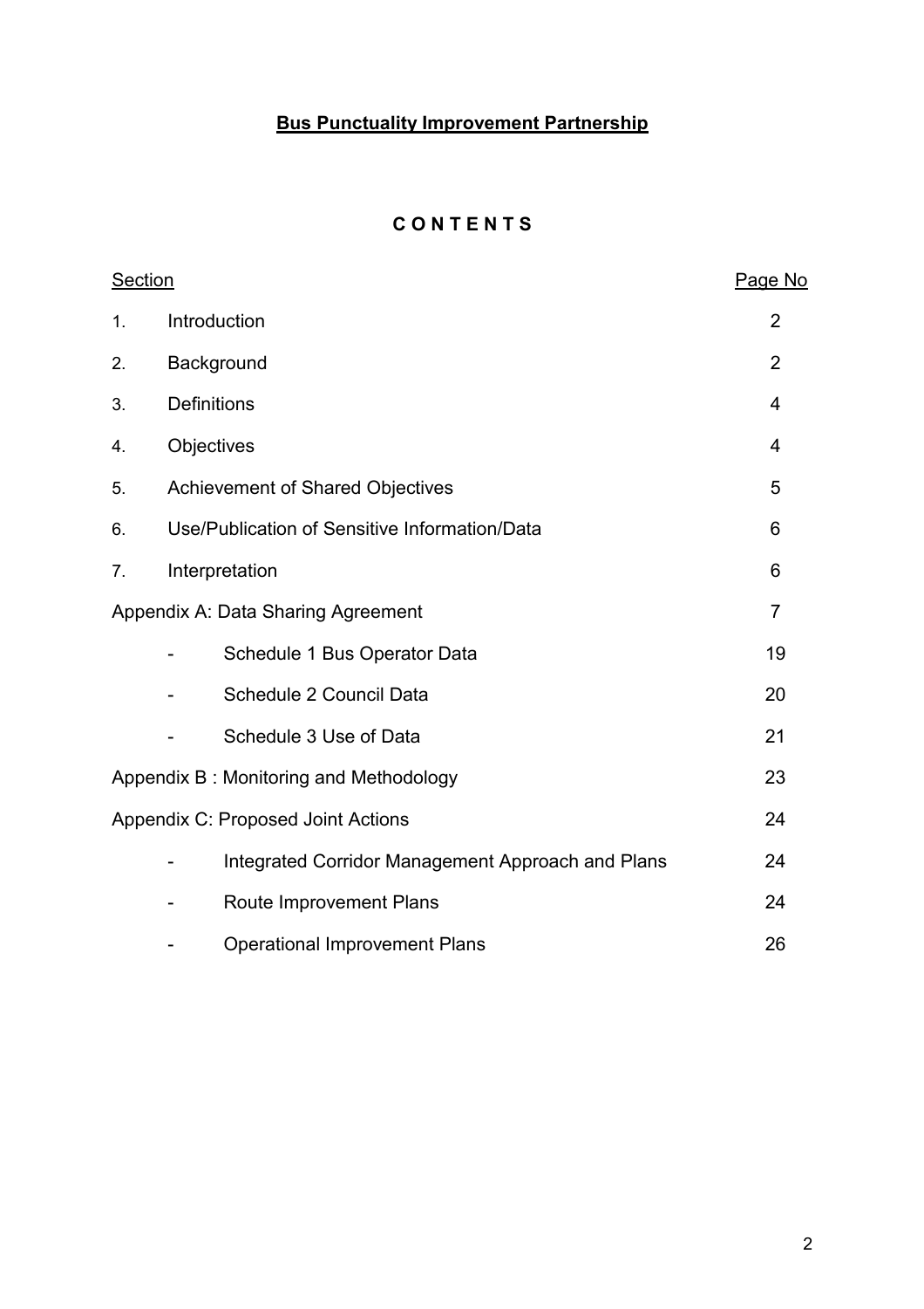**Bus Punctuality Improvement Partnership**

## C O N T E N T S

| Section | | Page No |
|---|---|---|
| 1. | Introduction | 2 |
| 2. | Background | 2 |
| 3. | Definitions | 4 |
| 4. | Objectives | 4 |
| 5. | Achievement of Shared Objectives | 5 |
| 6. | Use/Publication of Sensitive Information/Data | 6 |
| 7. | Interpretation | 6 |
| Appendix A: Data Sharing Agreement | | 7 |
| - | Schedule 1 Bus Operator Data | 19 |
| - | Schedule 2 Council Data | 20 |
| - | Schedule 3 Use of Data | 21 |
| Appendix B : Monitoring and Methodology | | 23 |
| Appendix C: Proposed Joint Actions | | 24 |
| - | Integrated Corridor Management Approach and Plans | 24 |
| - | Route Improvement Plans | 24 |
| - | Operational Improvement Plans | 26 |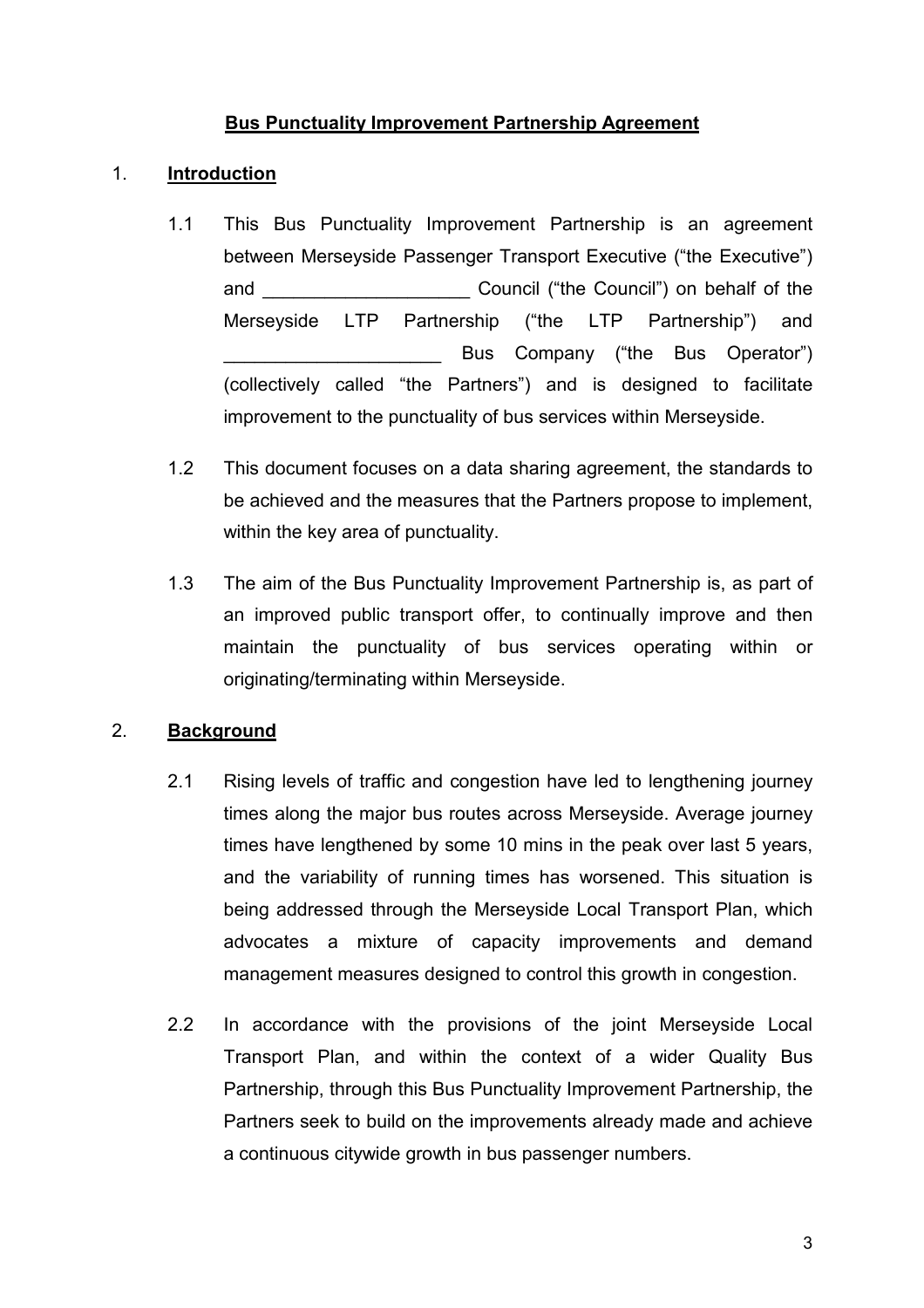**Bus Punctuality Improvement Partnership Agreement**

1. **Introduction**

   1.1 This Bus Punctuality Improvement Partnership is an agreement between Merseyside Passenger Transport Executive ("the Executive") and ____________________ Council ("the Council") on behalf of the Merseyside LTP Partnership ("the LTP Partnership") and _____________________ Bus Company ("the Bus Operator") (collectively called "the Partners") and is designed to facilitate improvement to the punctuality of bus services within Merseyside.

   1.2 This document focuses on a data sharing agreement, the standards to be achieved and the measures that the Partners propose to implement, within the key area of punctuality.

   1.3 The aim of the Bus Punctuality Improvement Partnership is, as part of an improved public transport offer, to continually improve and then maintain the punctuality of bus services operating within or originating/terminating within Merseyside.

2. **Background**

   2.1 Rising levels of traffic and congestion have led to lengthening journey times along the major bus routes across Merseyside. Average journey times have lengthened by some 10 mins in the peak over last 5 years, and the variability of running times has worsened. This situation is being addressed through the Merseyside Local Transport Plan, which advocates a mixture of capacity improvements and demand management measures designed to control this growth in congestion.

   2.2 In accordance with the provisions of the joint Merseyside Local Transport Plan, and within the context of a wider Quality Bus Partnership, through this Bus Punctuality Improvement Partnership, the Partners seek to build on the improvements already made and achieve a continuous citywide growth in bus passenger numbers.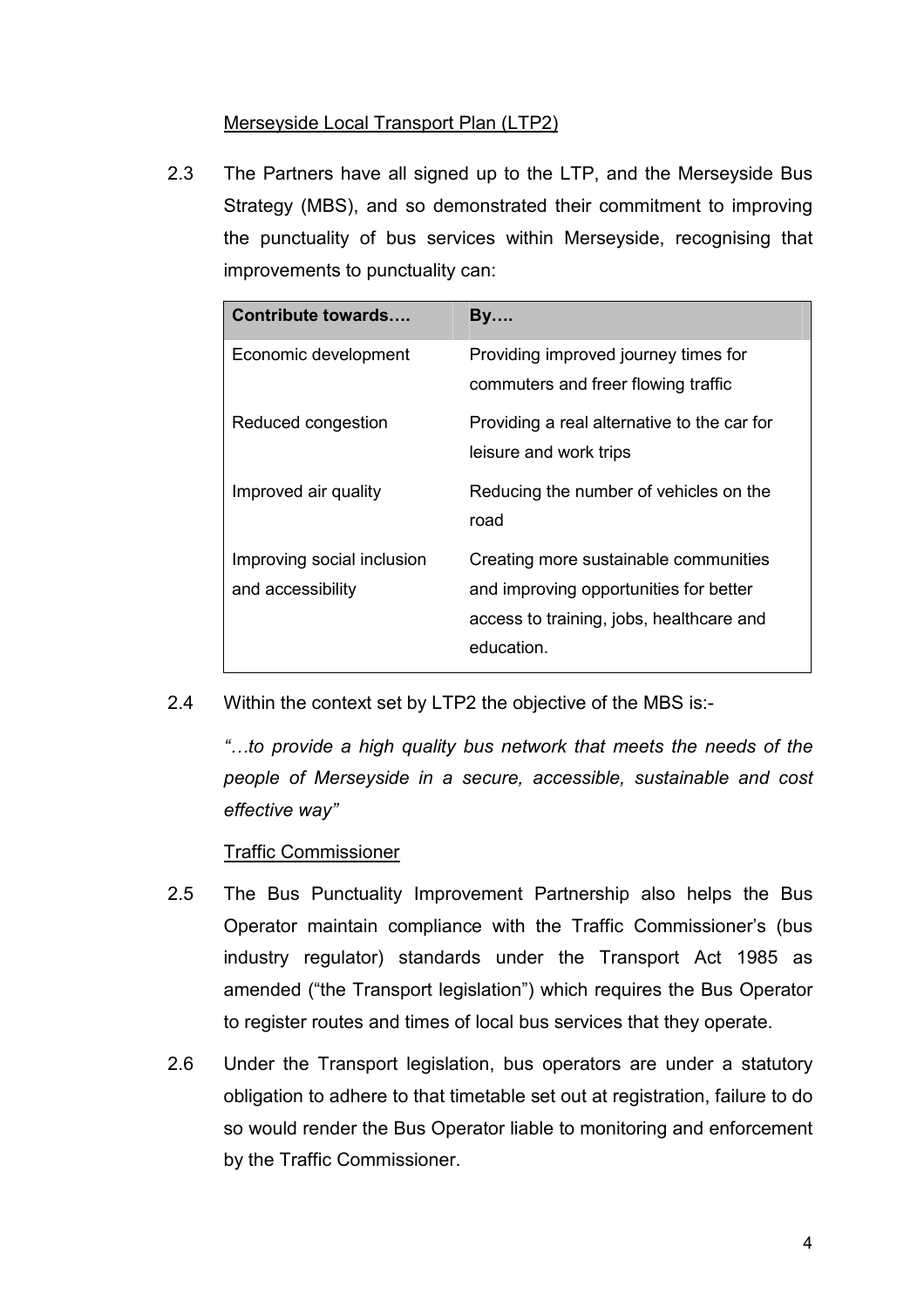Merseyside Local Transport Plan (LTP2)

2.3 The Partners have all signed up to the LTP, and the Merseyside Bus Strategy (MBS), and so demonstrated their commitment to improving the punctuality of bus services within Merseyside, recognising that improvements to punctuality can:

| Contribute towards…. | By…. |
| --- | --- |
| Economic development | Providing improved journey times for commuters and freer flowing traffic |
| Reduced congestion | Providing a real alternative to the car for leisure and work trips |
| Improved air quality | Reducing the number of vehicles on the road |
| Improving social inclusion and accessibility | Creating more sustainable communities and improving opportunities for better access to training, jobs, healthcare and education. |

2.4 Within the context set by LTP2 the objective of the MBS is:-

*"…to provide a high quality bus network that meets the needs of the people of Merseyside in a secure, accessible, sustainable and cost effective way"*

Traffic Commissioner

2.5 The Bus Punctuality Improvement Partnership also helps the Bus Operator maintain compliance with the Traffic Commissioner's (bus industry regulator) standards under the Transport Act 1985 as amended ("the Transport legislation") which requires the Bus Operator to register routes and times of local bus services that they operate.

2.6 Under the Transport legislation, bus operators are under a statutory obligation to adhere to that timetable set out at registration, failure to do so would render the Bus Operator liable to monitoring and enforcement by the Traffic Commissioner.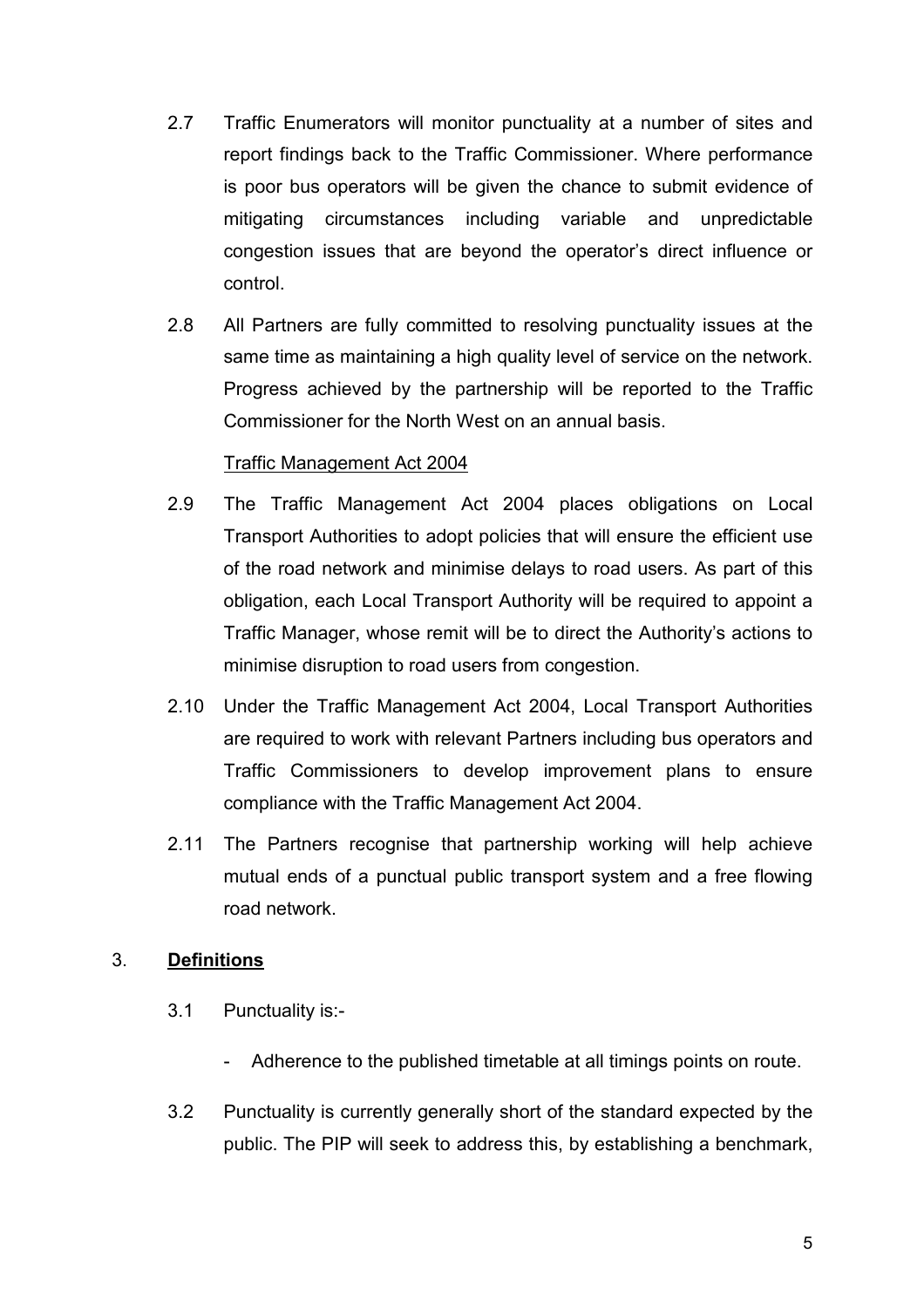2.7 Traffic Enumerators will monitor punctuality at a number of sites and report findings back to the Traffic Commissioner. Where performance is poor bus operators will be given the chance to submit evidence of mitigating circumstances including variable and unpredictable congestion issues that are beyond the operator's direct influence or control.

2.8 All Partners are fully committed to resolving punctuality issues at the same time as maintaining a high quality level of service on the network. Progress achieved by the partnership will be reported to the Traffic Commissioner for the North West on an annual basis.

<u>Traffic Management Act 2004</u>

2.9 The Traffic Management Act 2004 places obligations on Local Transport Authorities to adopt policies that will ensure the efficient use of the road network and minimise delays to road users. As part of this obligation, each Local Transport Authority will be required to appoint a Traffic Manager, whose remit will be to direct the Authority's actions to minimise disruption to road users from congestion.

2.10 Under the Traffic Management Act 2004, Local Transport Authorities are required to work with relevant Partners including bus operators and Traffic Commissioners to develop improvement plans to ensure compliance with the Traffic Management Act 2004.

2.11 The Partners recognise that partnership working will help achieve mutual ends of a punctual public transport system and a free flowing road network.

## 3. **<u>Definitions</u>**

3.1 Punctuality is:-

- Adherence to the published timetable at all timings points on route.

3.2 Punctuality is currently generally short of the standard expected by the public. The PIP will seek to address this, by establishing a benchmark,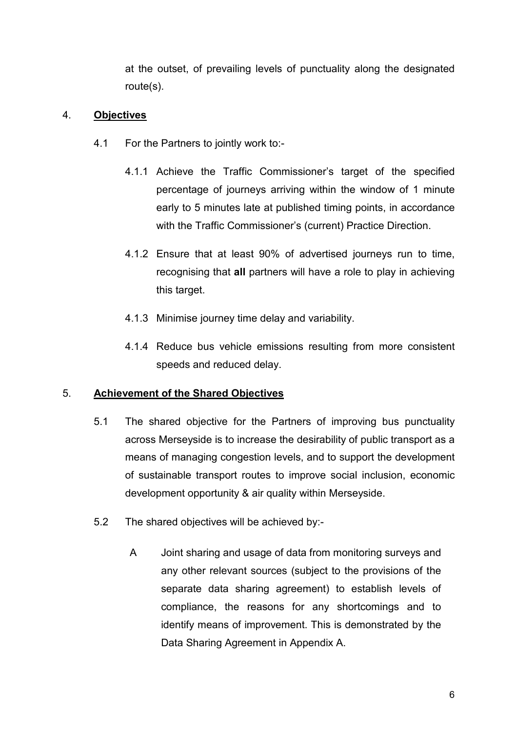at the outset, of prevailing levels of punctuality along the designated route(s).

## 4. **Objectives**

4.1 For the Partners to jointly work to:-

4.1.1 Achieve the Traffic Commissioner's target of the specified percentage of journeys arriving within the window of 1 minute early to 5 minutes late at published timing points, in accordance with the Traffic Commissioner's (current) Practice Direction.

4.1.2 Ensure that at least 90% of advertised journeys run to time, recognising that **all** partners will have a role to play in achieving this target.

4.1.3 Minimise journey time delay and variability.

4.1.4 Reduce bus vehicle emissions resulting from more consistent speeds and reduced delay.

## 5. **Achievement of the Shared Objectives**

5.1 The shared objective for the Partners of improving bus punctuality across Merseyside is to increase the desirability of public transport as a means of managing congestion levels, and to support the development of sustainable transport routes to improve social inclusion, economic development opportunity & air quality within Merseyside.

5.2 The shared objectives will be achieved by:-

A Joint sharing and usage of data from monitoring surveys and any other relevant sources (subject to the provisions of the separate data sharing agreement) to establish levels of compliance, the reasons for any shortcomings and to identify means of improvement. This is demonstrated by the Data Sharing Agreement in Appendix A.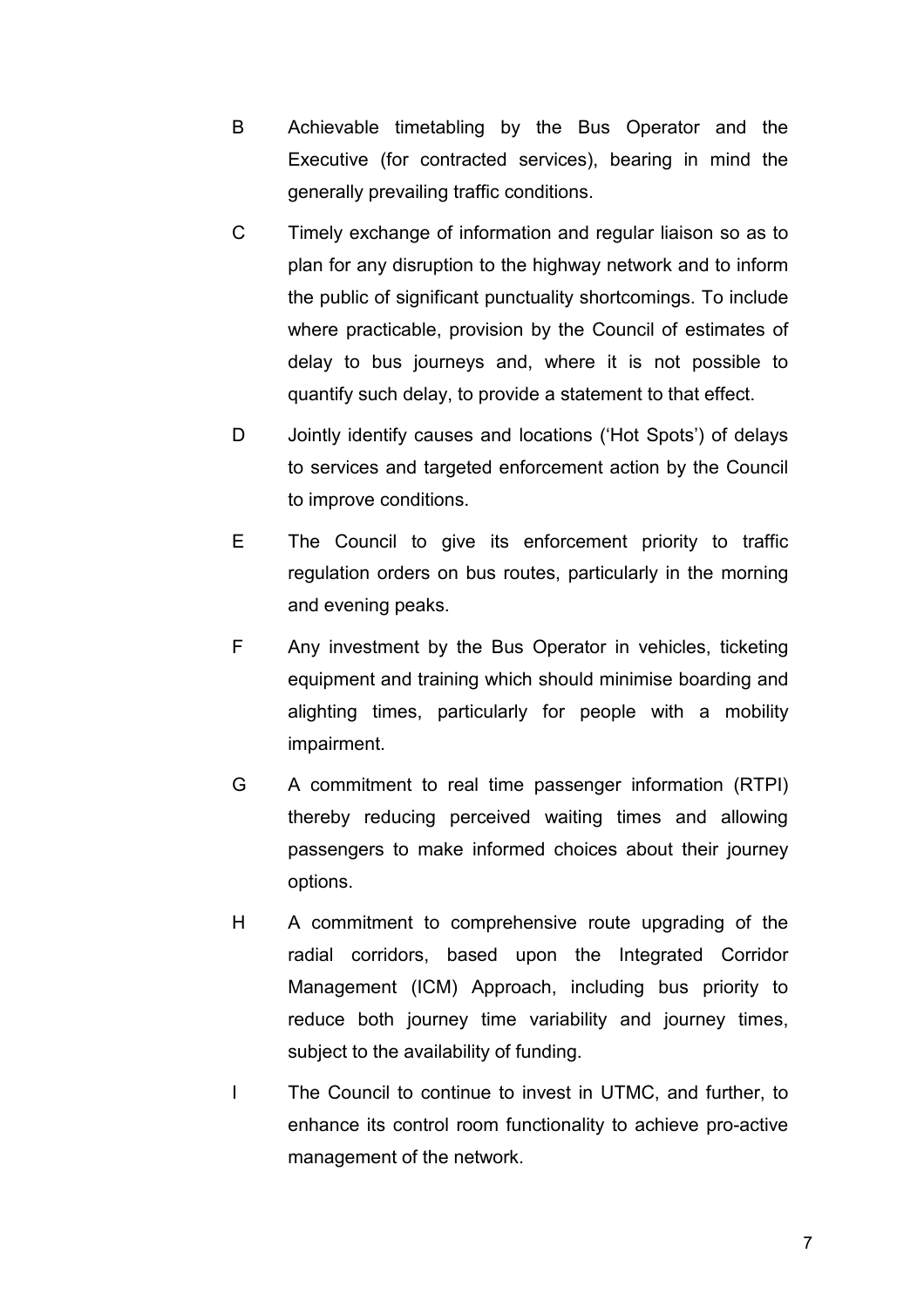B Achievable timetabling by the Bus Operator and the Executive (for contracted services), bearing in mind the generally prevailing traffic conditions.

C Timely exchange of information and regular liaison so as to plan for any disruption to the highway network and to inform the public of significant punctuality shortcomings. To include where practicable, provision by the Council of estimates of delay to bus journeys and, where it is not possible to quantify such delay, to provide a statement to that effect.

D Jointly identify causes and locations ('Hot Spots') of delays to services and targeted enforcement action by the Council to improve conditions.

E The Council to give its enforcement priority to traffic regulation orders on bus routes, particularly in the morning and evening peaks.

F Any investment by the Bus Operator in vehicles, ticketing equipment and training which should minimise boarding and alighting times, particularly for people with a mobility impairment.

G A commitment to real time passenger information (RTPI) thereby reducing perceived waiting times and allowing passengers to make informed choices about their journey options.

H A commitment to comprehensive route upgrading of the radial corridors, based upon the Integrated Corridor Management (ICM) Approach, including bus priority to reduce both journey time variability and journey times, subject to the availability of funding.

I The Council to continue to invest in UTMC, and further, to enhance its control room functionality to achieve pro-active management of the network.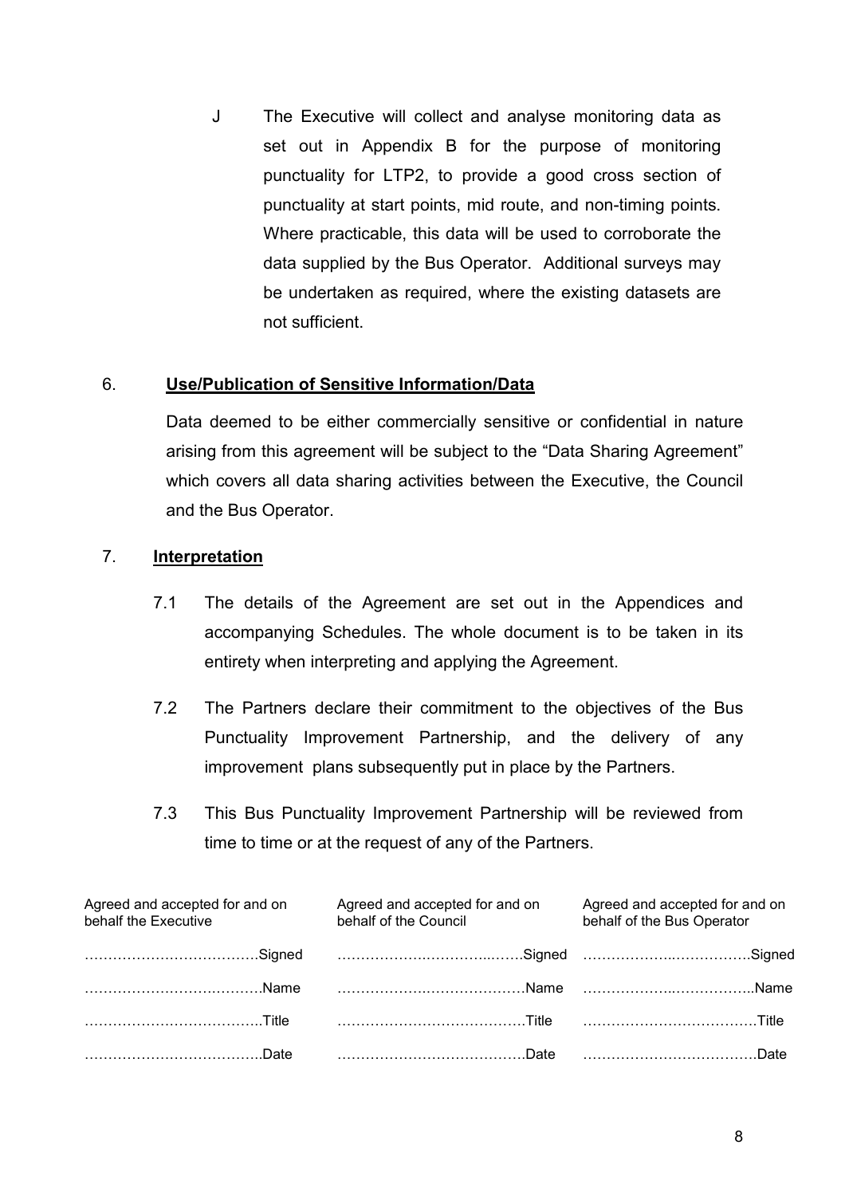J The Executive will collect and analyse monitoring data as set out in Appendix B for the purpose of monitoring punctuality for LTP2, to provide a good cross section of punctuality at start points, mid route, and non-timing points. Where practicable, this data will be used to corroborate the data supplied by the Bus Operator. Additional surveys may be undertaken as required, where the existing datasets are not sufficient.

## 6. **Use/Publication of Sensitive Information/Data**

Data deemed to be either commercially sensitive or confidential in nature arising from this agreement will be subject to the "Data Sharing Agreement" which covers all data sharing activities between the Executive, the Council and the Bus Operator.

## 7. **Interpretation**

7.1 The details of the Agreement are set out in the Appendices and accompanying Schedules. The whole document is to be taken in its entirety when interpreting and applying the Agreement.

7.2 The Partners declare their commitment to the objectives of the Bus Punctuality Improvement Partnership, and the delivery of any improvement plans subsequently put in place by the Partners.

7.3 This Bus Punctuality Improvement Partnership will be reviewed from time to time or at the request of any of the Partners.

| Agreed and accepted for and on behalf the Executive | Agreed and accepted for and on behalf of the Council | Agreed and accepted for and on behalf of the Bus Operator |
|---|---|---|
| ………………………………Signed | ………………………………Signed | ………………………………Signed |
| ………………………………Name | ………………………………Name | ………………………………Name |
| ………………………………Title | ………………………………Title | ………………………………Title |
| ………………………………Date | ………………………………Date | ………………………………Date |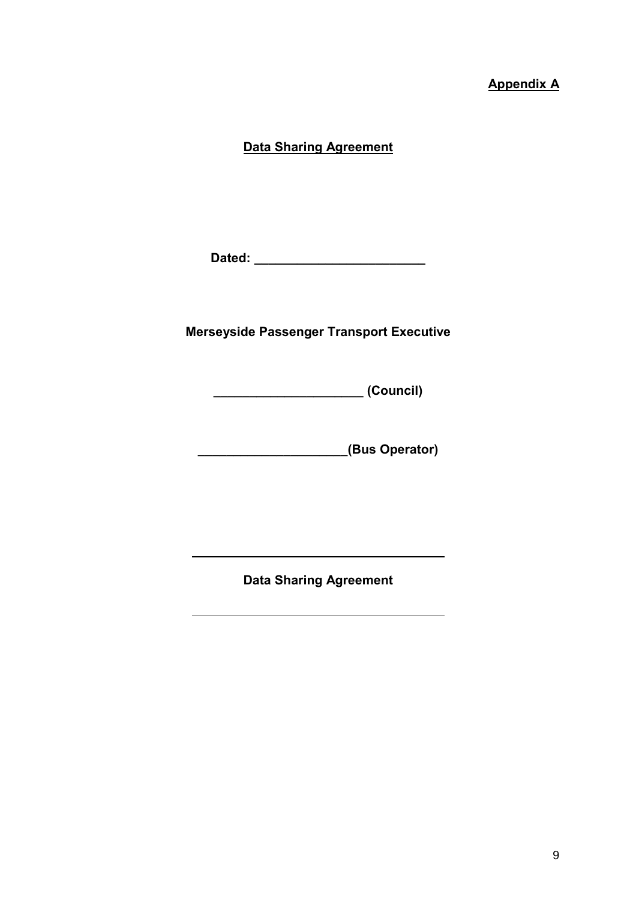**Appendix A**

**Data Sharing Agreement**

**Dated: ________________________**

**Merseyside Passenger Transport Executive**

**_____________________ (Council)**

**_____________________(Bus Operator)**

---

**Data Sharing Agreement**

---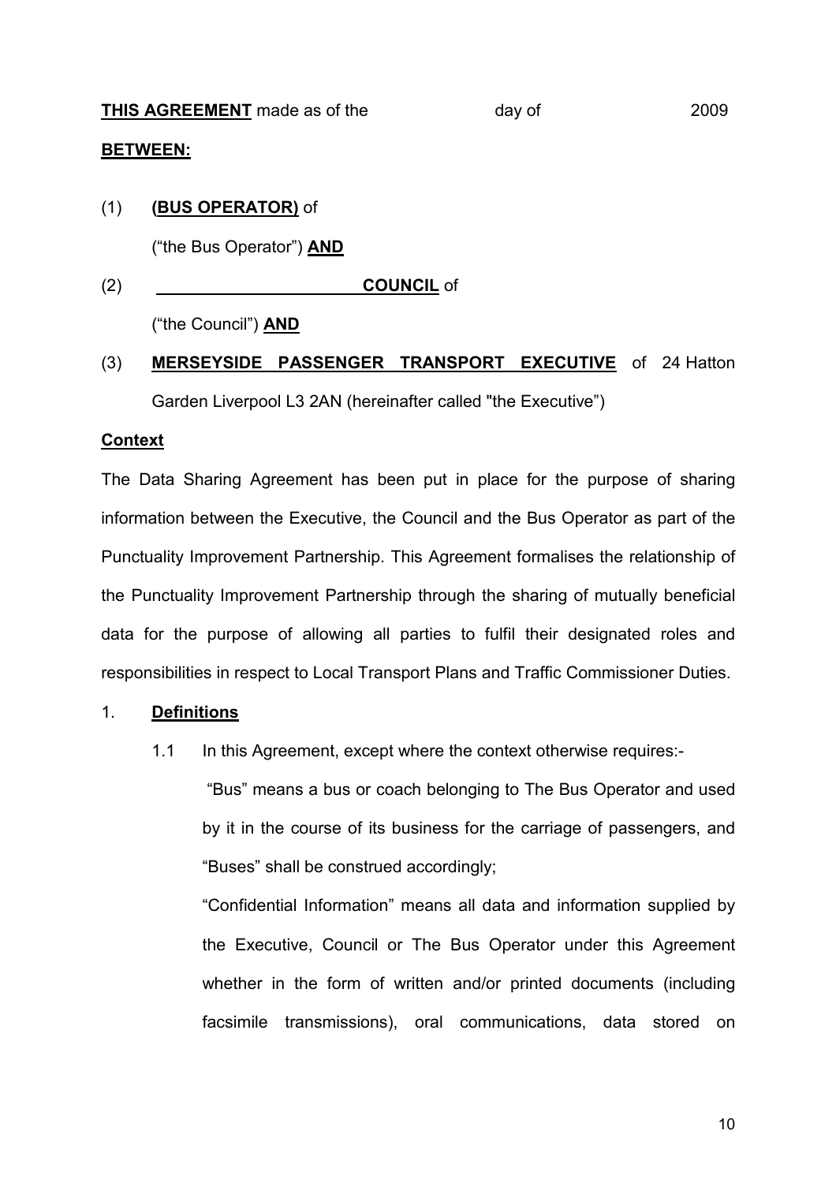**THIS AGREEMENT** made as of the day of 2009

**BETWEEN:**

(1) **(BUS OPERATOR)** of

("the Bus Operator") **AND**

(2) ______________________ **COUNCIL** of

("the Council") **AND**

(3) **MERSEYSIDE PASSENGER TRANSPORT EXECUTIVE** of 24 Hatton Garden Liverpool L3 2AN (hereinafter called "the Executive")

**Context**

The Data Sharing Agreement has been put in place for the purpose of sharing information between the Executive, the Council and the Bus Operator as part of the Punctuality Improvement Partnership. This Agreement formalises the relationship of the Punctuality Improvement Partnership through the sharing of mutually beneficial data for the purpose of allowing all parties to fulfil their designated roles and responsibilities in respect to Local Transport Plans and Traffic Commissioner Duties.

1. **Definitions**

   1.1 In this Agreement, except where the context otherwise requires:-

   "Bus" means a bus or coach belonging to The Bus Operator and used by it in the course of its business for the carriage of passengers, and "Buses" shall be construed accordingly;

   "Confidential Information" means all data and information supplied by the Executive, Council or The Bus Operator under this Agreement whether in the form of written and/or printed documents (including facsimile transmissions), oral communications, data stored on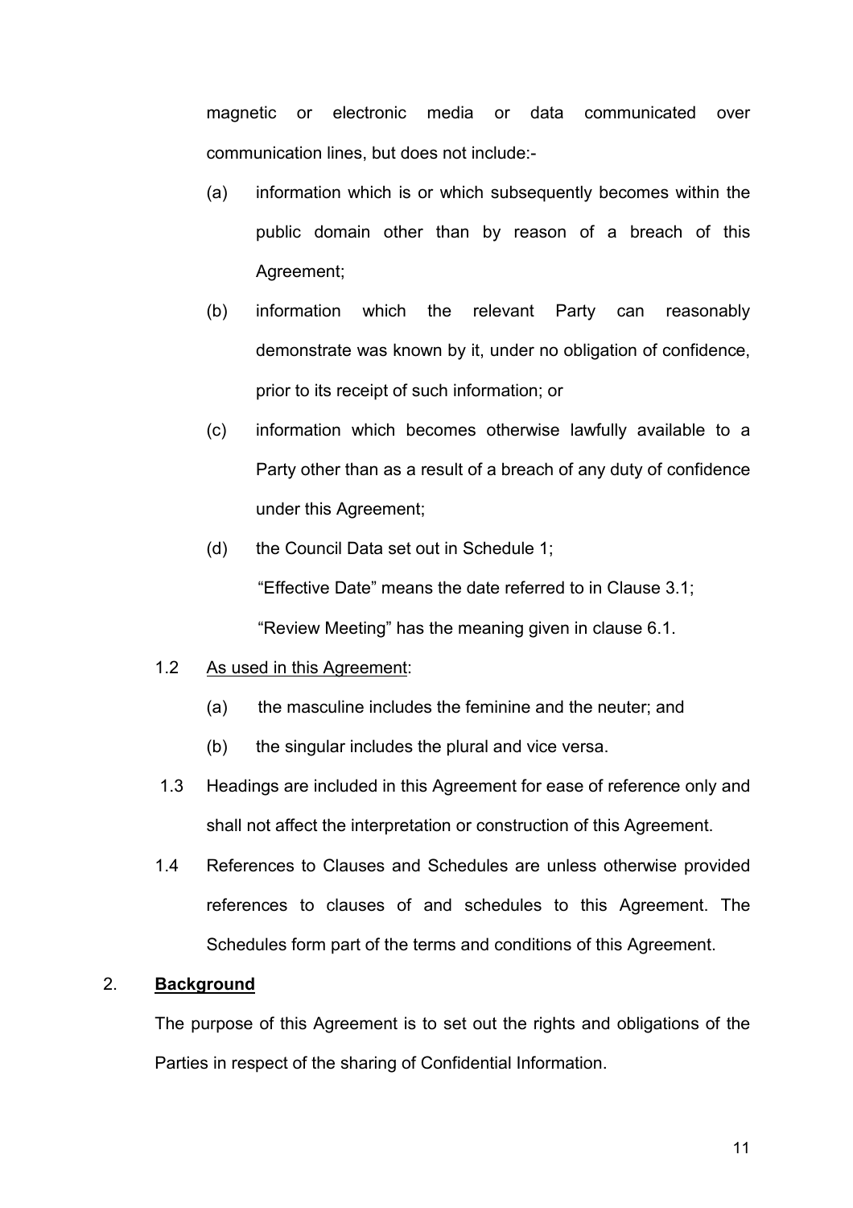magnetic or electronic media or data communicated over communication lines, but does not include:-

(a) information which is or which subsequently becomes within the public domain other than by reason of a breach of this Agreement;

(b) information which the relevant Party can reasonably demonstrate was known by it, under no obligation of confidence, prior to its receipt of such information; or

(c) information which becomes otherwise lawfully available to a Party other than as a result of a breach of any duty of confidence under this Agreement;

(d) the Council Data set out in Schedule 1;

"Effective Date" means the date referred to in Clause 3.1;

"Review Meeting" has the meaning given in clause 6.1.

1.2 <u>As used in this Agreement</u>:

(a) the masculine includes the feminine and the neuter; and

(b) the singular includes the plural and vice versa.

1.3 Headings are included in this Agreement for ease of reference only and shall not affect the interpretation or construction of this Agreement.

1.4 References to Clauses and Schedules are unless otherwise provided references to clauses of and schedules to this Agreement. The Schedules form part of the terms and conditions of this Agreement.

## 2. **<u>Background</u>**

The purpose of this Agreement is to set out the rights and obligations of the Parties in respect of the sharing of Confidential Information.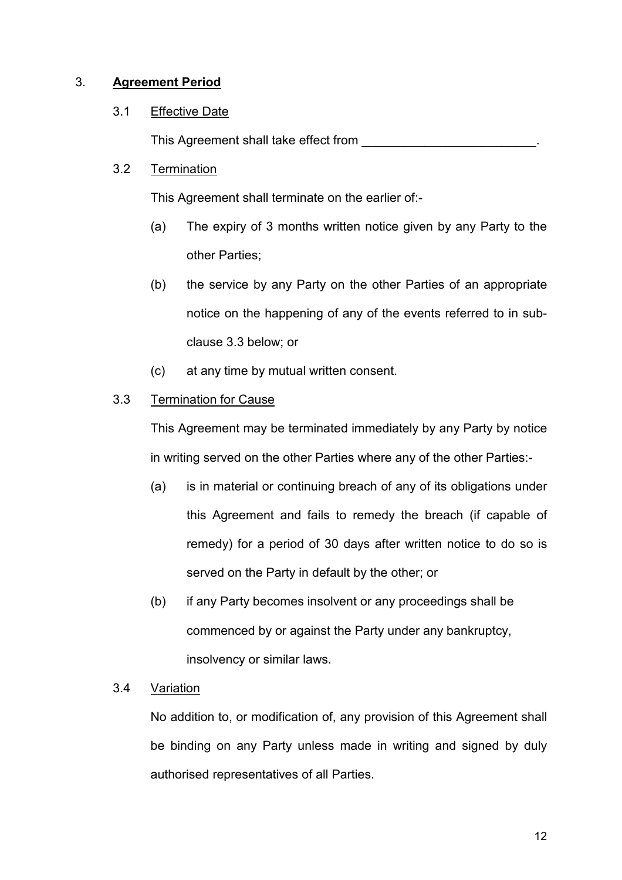## 3. **Agreement Period**

### 3.1 Effective Date

This Agreement shall take effect from \_\_\_\_\_\_\_\_\_\_\_\_\_\_\_\_\_\_\_\_\_\_\_\_\_.

### 3.2 Termination

This Agreement shall terminate on the earlier of:-

(a) The expiry of 3 months written notice given by any Party to the other Parties;

(b) the service by any Party on the other Parties of an appropriate notice on the happening of any of the events referred to in sub-clause 3.3 below; or

(c) at any time by mutual written consent.

### 3.3 Termination for Cause

This Agreement may be terminated immediately by any Party by notice in writing served on the other Parties where any of the other Parties:-

(a) is in material or continuing breach of any of its obligations under this Agreement and fails to remedy the breach (if capable of remedy) for a period of 30 days after written notice to do so is served on the Party in default by the other; or

(b) if any Party becomes insolvent or any proceedings shall be commenced by or against the Party under any bankruptcy, insolvency or similar laws.

### 3.4 Variation

No addition to, or modification of, any provision of this Agreement shall be binding on any Party unless made in writing and signed by duly authorised representatives of all Parties.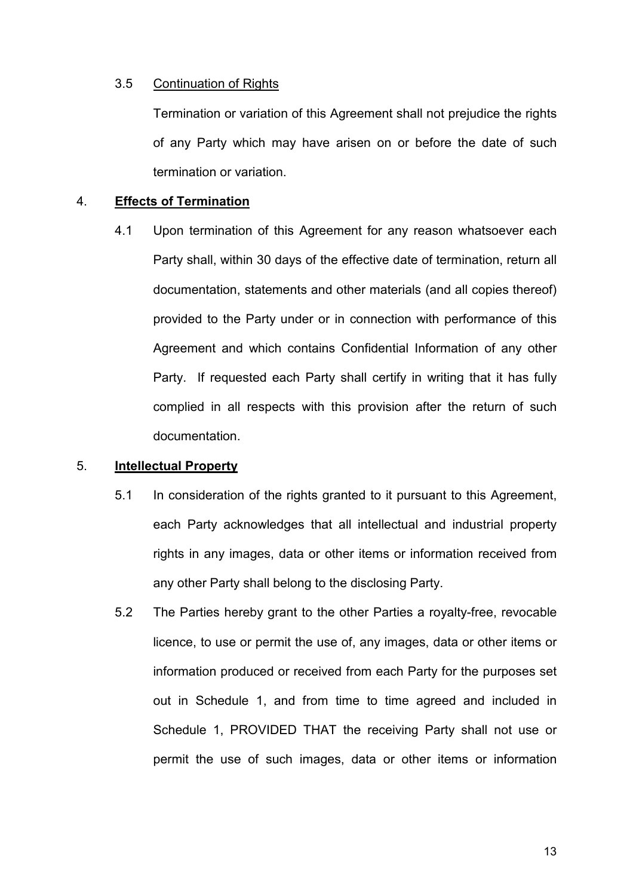3.5 Continuation of Rights

Termination or variation of this Agreement shall not prejudice the rights of any Party which may have arisen on or before the date of such termination or variation.

4. **Effects of Termination**

4.1 Upon termination of this Agreement for any reason whatsoever each Party shall, within 30 days of the effective date of termination, return all documentation, statements and other materials (and all copies thereof) provided to the Party under or in connection with performance of this Agreement and which contains Confidential Information of any other Party. If requested each Party shall certify in writing that it has fully complied in all respects with this provision after the return of such documentation.

5. **Intellectual Property**

5.1 In consideration of the rights granted to it pursuant to this Agreement, each Party acknowledges that all intellectual and industrial property rights in any images, data or other items or information received from any other Party shall belong to the disclosing Party.

5.2 The Parties hereby grant to the other Parties a royalty-free, revocable licence, to use or permit the use of, any images, data or other items or information produced or received from each Party for the purposes set out in Schedule 1, and from time to time agreed and included in Schedule 1, PROVIDED THAT the receiving Party shall not use or permit the use of such images, data or other items or information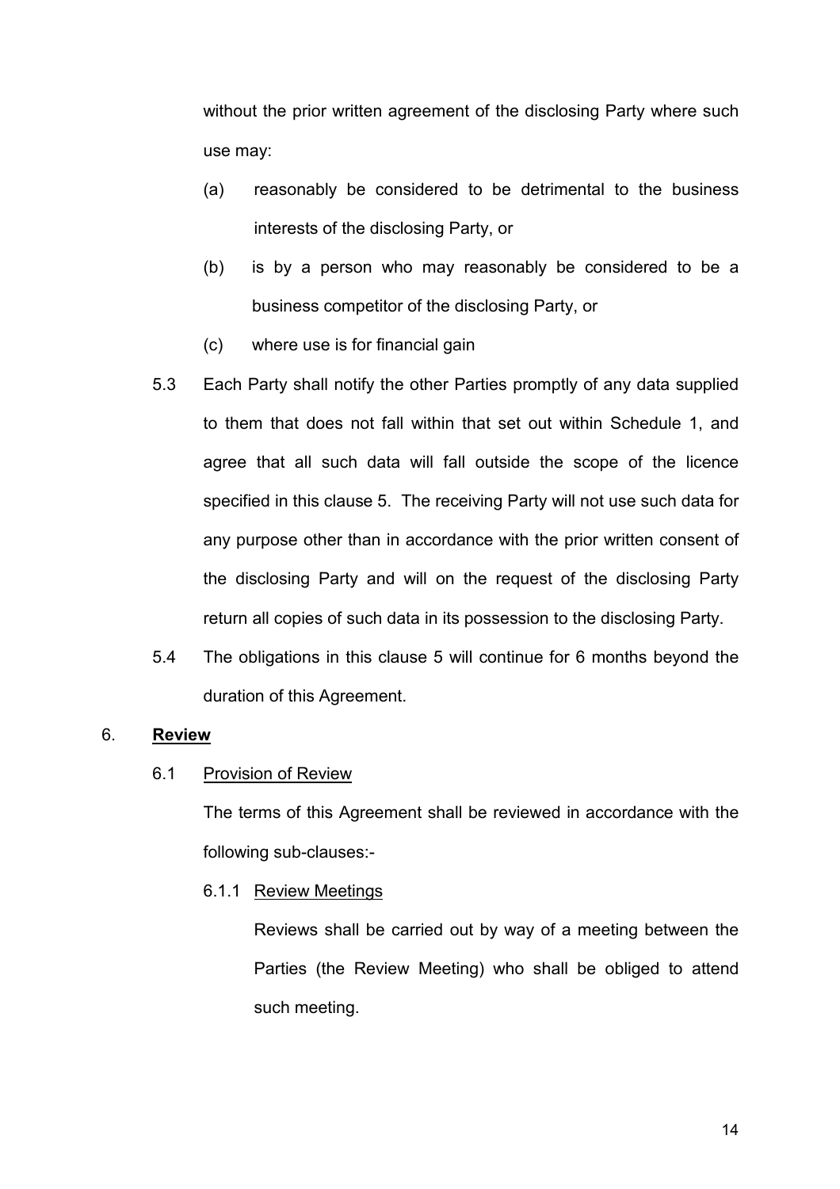without the prior written agreement of the disclosing Party where such use may:

(a) reasonably be considered to be detrimental to the business interests of the disclosing Party, or

(b) is by a person who may reasonably be considered to be a business competitor of the disclosing Party, or

(c) where use is for financial gain

5.3 Each Party shall notify the other Parties promptly of any data supplied to them that does not fall within that set out within Schedule 1, and agree that all such data will fall outside the scope of the licence specified in this clause 5. The receiving Party will not use such data for any purpose other than in accordance with the prior written consent of the disclosing Party and will on the request of the disclosing Party return all copies of such data in its possession to the disclosing Party.

5.4 The obligations in this clause 5 will continue for 6 months beyond the duration of this Agreement.

6. **<u>Review</u>**

6.1 <u>Provision of Review</u>

The terms of this Agreement shall be reviewed in accordance with the following sub-clauses:-

6.1.1 <u>Review Meetings</u>

Reviews shall be carried out by way of a meeting between the Parties (the Review Meeting) who shall be obliged to attend such meeting.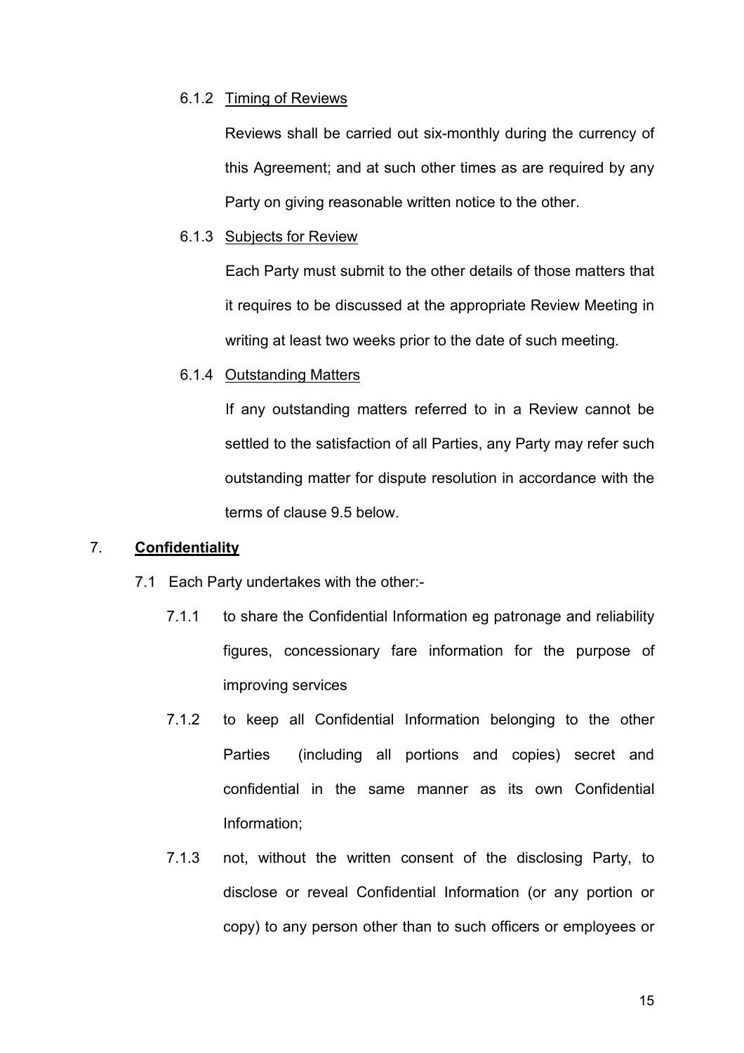6.1.2 Timing of Reviews

Reviews shall be carried out six-monthly during the currency of this Agreement; and at such other times as are required by any Party on giving reasonable written notice to the other.

6.1.3 Subjects for Review

Each Party must submit to the other details of those matters that it requires to be discussed at the appropriate Review Meeting in writing at least two weeks prior to the date of such meeting.

6.1.4 Outstanding Matters

If any outstanding matters referred to in a Review cannot be settled to the satisfaction of all Parties, any Party may refer such outstanding matter for dispute resolution in accordance with the terms of clause 9.5 below.

## 7. Confidentiality

7.1 Each Party undertakes with the other:-

7.1.1 to share the Confidential Information eg patronage and reliability figures, concessionary fare information for the purpose of improving services

7.1.2 to keep all Confidential Information belonging to the other Parties (including all portions and copies) secret and confidential in the same manner as its own Confidential Information;

7.1.3 not, without the written consent of the disclosing Party, to disclose or reveal Confidential Information (or any portion or copy) to any person other than to such officers or employees or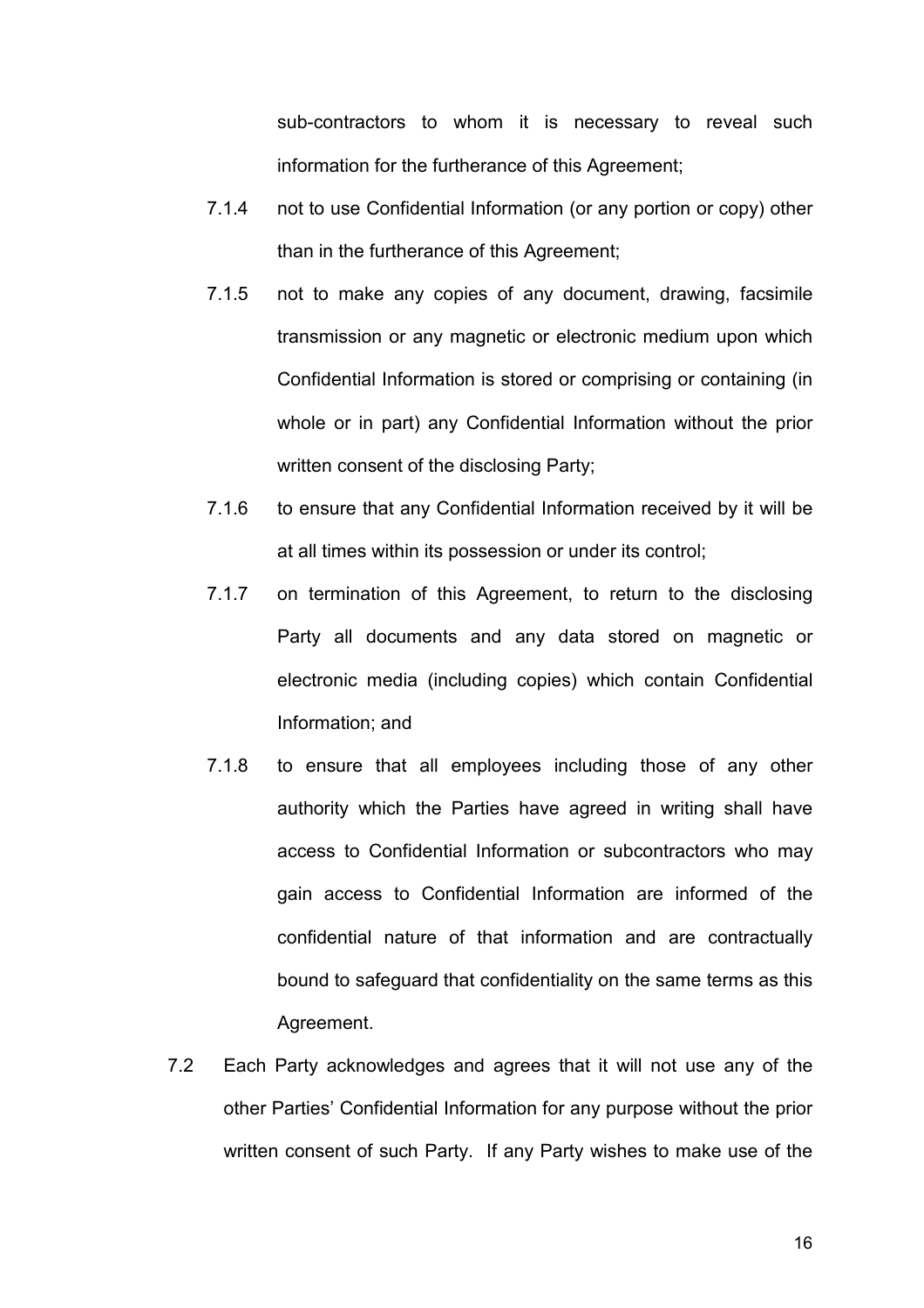sub-contractors to whom it is necessary to reveal such information for the furtherance of this Agreement;

7.1.4 not to use Confidential Information (or any portion or copy) other than in the furtherance of this Agreement;

7.1.5 not to make any copies of any document, drawing, facsimile transmission or any magnetic or electronic medium upon which Confidential Information is stored or comprising or containing (in whole or in part) any Confidential Information without the prior written consent of the disclosing Party;

7.1.6 to ensure that any Confidential Information received by it will be at all times within its possession or under its control;

7.1.7 on termination of this Agreement, to return to the disclosing Party all documents and any data stored on magnetic or electronic media (including copies) which contain Confidential Information; and

7.1.8 to ensure that all employees including those of any other authority which the Parties have agreed in writing shall have access to Confidential Information or subcontractors who may gain access to Confidential Information are informed of the confidential nature of that information and are contractually bound to safeguard that confidentiality on the same terms as this Agreement.

7.2 Each Party acknowledges and agrees that it will not use any of the other Parties' Confidential Information for any purpose without the prior written consent of such Party. If any Party wishes to make use of the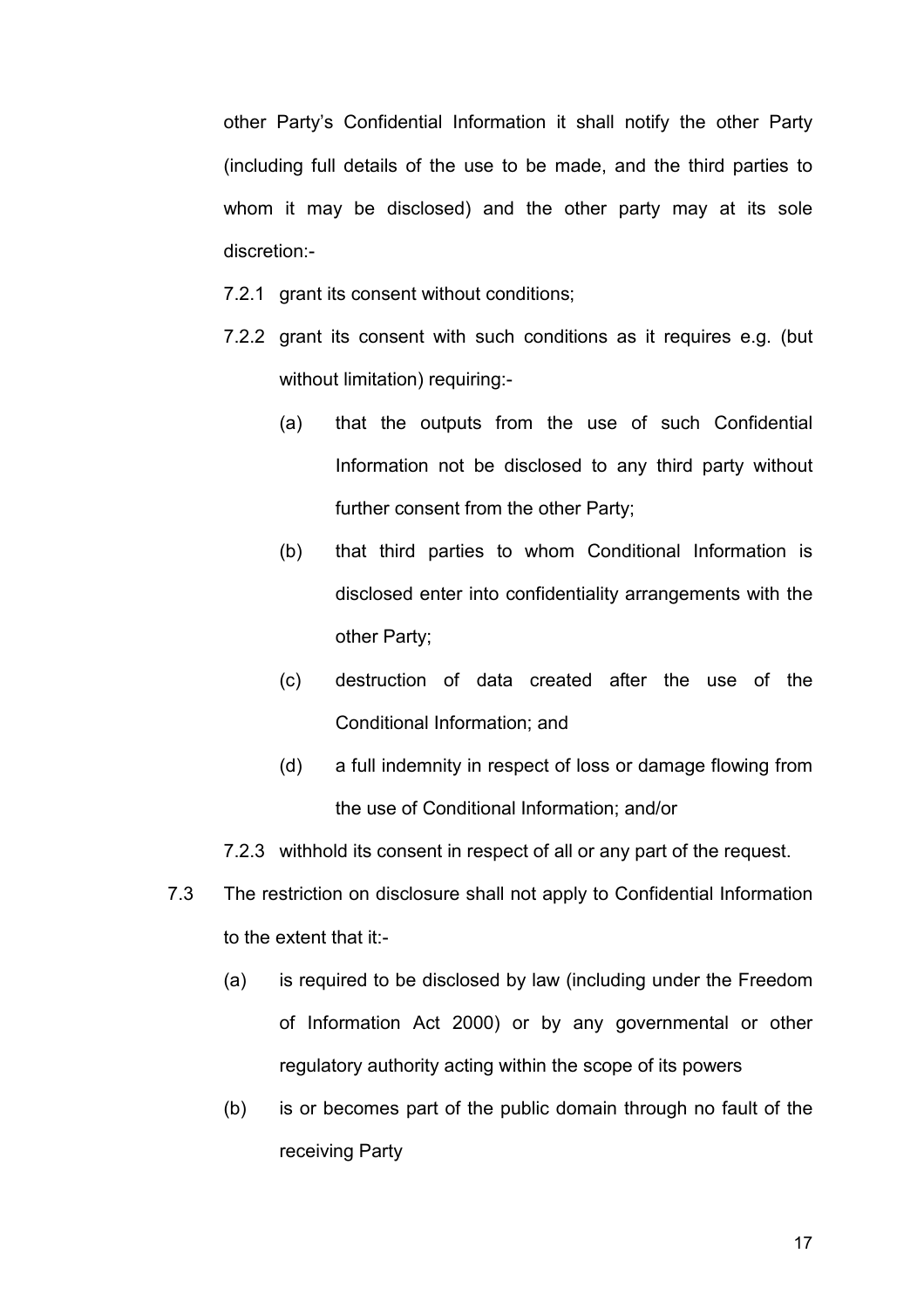other Party's Confidential Information it shall notify the other Party (including full details of the use to be made, and the third parties to whom it may be disclosed) and the other party may at its sole discretion:-

7.2.1 grant its consent without conditions;

7.2.2 grant its consent with such conditions as it requires e.g. (but without limitation) requiring:-

(a) that the outputs from the use of such Confidential Information not be disclosed to any third party without further consent from the other Party;

(b) that third parties to whom Conditional Information is disclosed enter into confidentiality arrangements with the other Party;

(c) destruction of data created after the use of the Conditional Information; and

(d) a full indemnity in respect of loss or damage flowing from the use of Conditional Information; and/or

7.2.3 withhold its consent in respect of all or any part of the request.

7.3 The restriction on disclosure shall not apply to Confidential Information to the extent that it:-

(a) is required to be disclosed by law (including under the Freedom of Information Act 2000) or by any governmental or other regulatory authority acting within the scope of its powers

(b) is or becomes part of the public domain through no fault of the receiving Party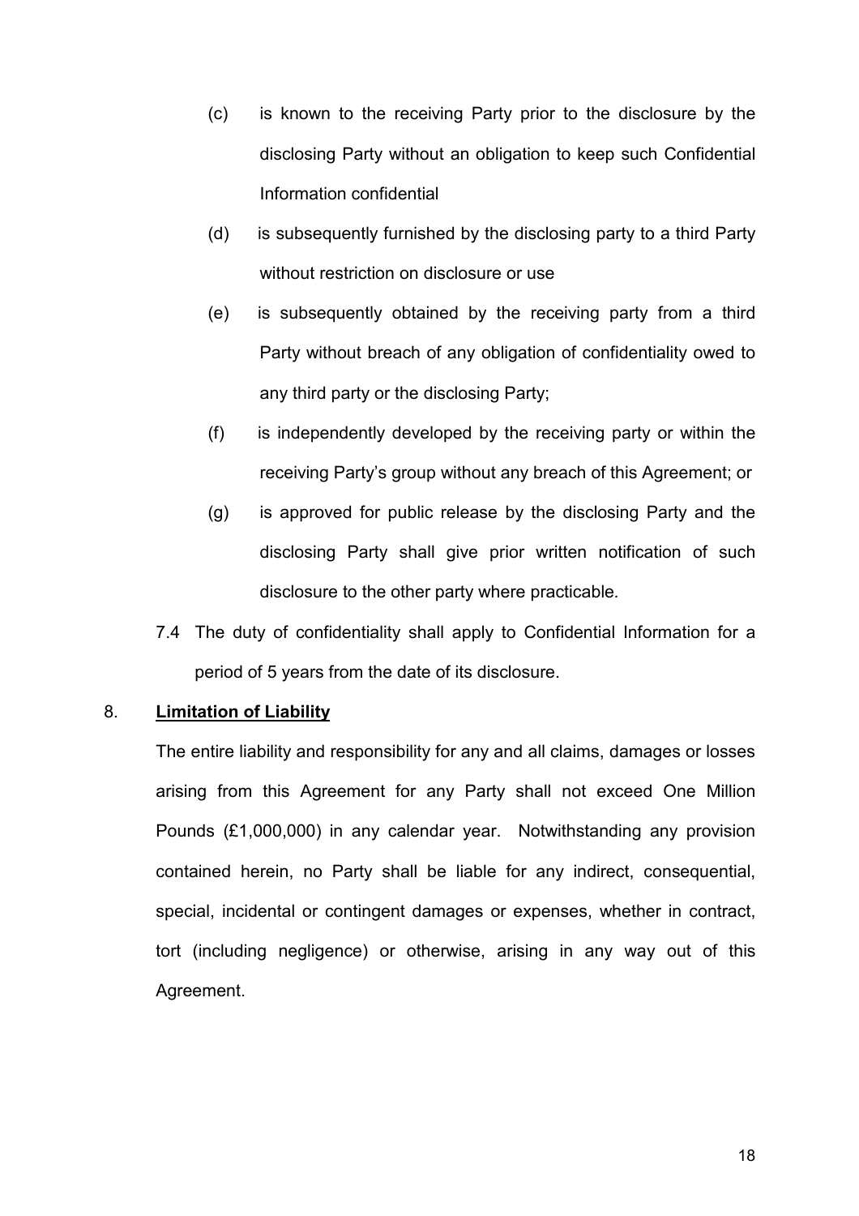(c) is known to the receiving Party prior to the disclosure by the disclosing Party without an obligation to keep such Confidential Information confidential

(d) is subsequently furnished by the disclosing party to a third Party without restriction on disclosure or use

(e) is subsequently obtained by the receiving party from a third Party without breach of any obligation of confidentiality owed to any third party or the disclosing Party;

(f) is independently developed by the receiving party or within the receiving Party's group without any breach of this Agreement; or

(g) is approved for public release by the disclosing Party and the disclosing Party shall give prior written notification of such disclosure to the other party where practicable.

7.4 The duty of confidentiality shall apply to Confidential Information for a period of 5 years from the date of its disclosure.

8. **<u>Limitation of Liability</u>**

The entire liability and responsibility for any and all claims, damages or losses arising from this Agreement for any Party shall not exceed One Million Pounds (£1,000,000) in any calendar year. Notwithstanding any provision contained herein, no Party shall be liable for any indirect, consequential, special, incidental or contingent damages or expenses, whether in contract, tort (including negligence) or otherwise, arising in any way out of this Agreement.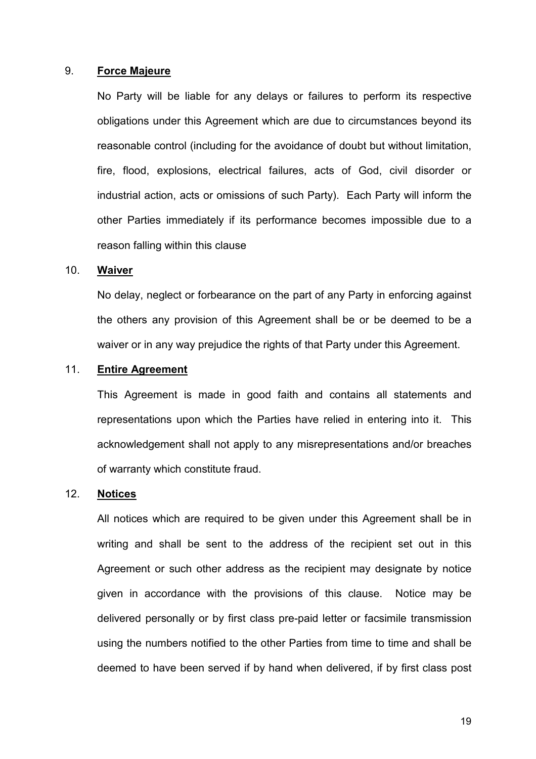9. **Force Majeure**

   No Party will be liable for any delays or failures to perform its respective obligations under this Agreement which are due to circumstances beyond its reasonable control (including for the avoidance of doubt but without limitation, fire, flood, explosions, electrical failures, acts of God, civil disorder or industrial action, acts or omissions of such Party). Each Party will inform the other Parties immediately if its performance becomes impossible due to a reason falling within this clause

10. **Waiver**

    No delay, neglect or forbearance on the part of any Party in enforcing against the others any provision of this Agreement shall be or be deemed to be a waiver or in any way prejudice the rights of that Party under this Agreement.

11. **Entire Agreement**

    This Agreement is made in good faith and contains all statements and representations upon which the Parties have relied in entering into it. This acknowledgement shall not apply to any misrepresentations and/or breaches of warranty which constitute fraud.

12. **Notices**

    All notices which are required to be given under this Agreement shall be in writing and shall be sent to the address of the recipient set out in this Agreement or such other address as the recipient may designate by notice given in accordance with the provisions of this clause. Notice may be delivered personally or by first class pre-paid letter or facsimile transmission using the numbers notified to the other Parties from time to time and shall be deemed to have been served if by hand when delivered, if by first class post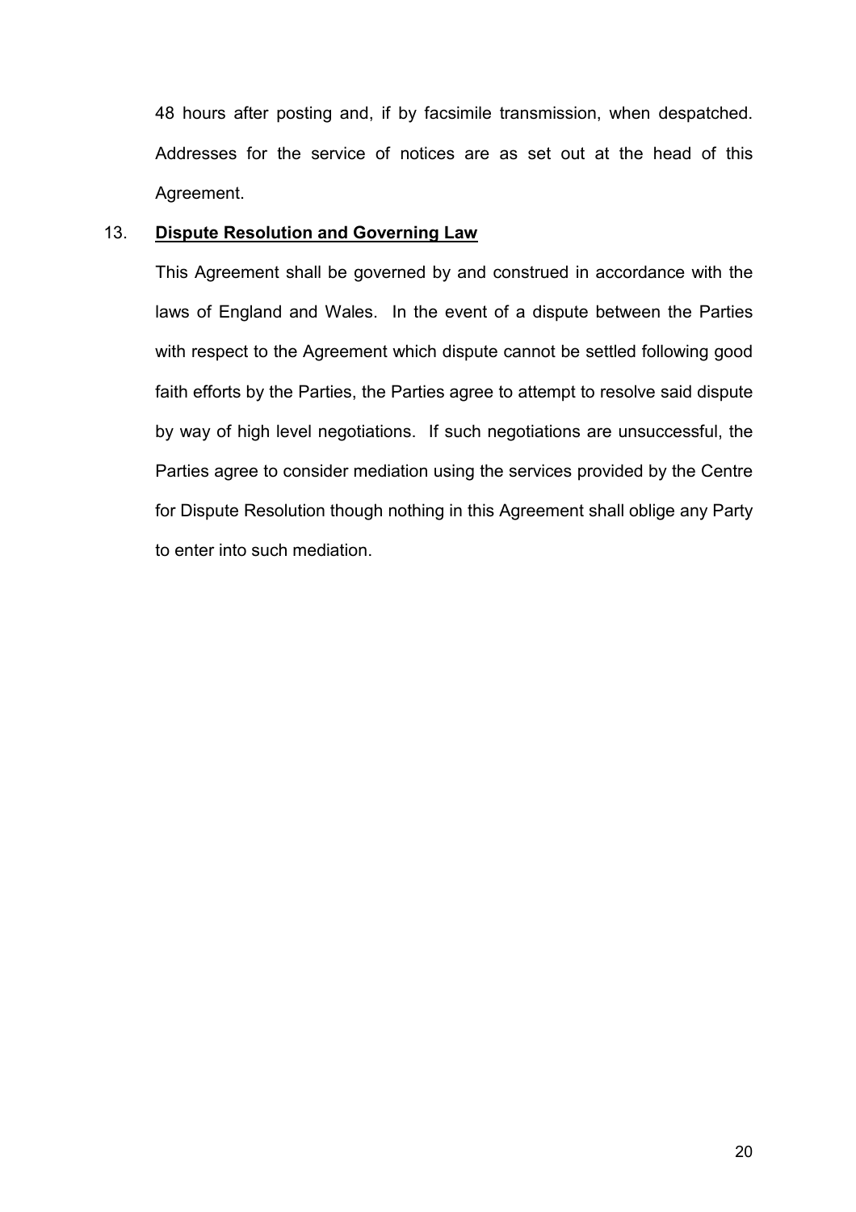48 hours after posting and, if by facsimile transmission, when despatched. Addresses for the service of notices are as set out at the head of this Agreement.

13. **Dispute Resolution and Governing Law**

This Agreement shall be governed by and construed in accordance with the laws of England and Wales. In the event of a dispute between the Parties with respect to the Agreement which dispute cannot be settled following good faith efforts by the Parties, the Parties agree to attempt to resolve said dispute by way of high level negotiations. If such negotiations are unsuccessful, the Parties agree to consider mediation using the services provided by the Centre for Dispute Resolution though nothing in this Agreement shall oblige any Party to enter into such mediation.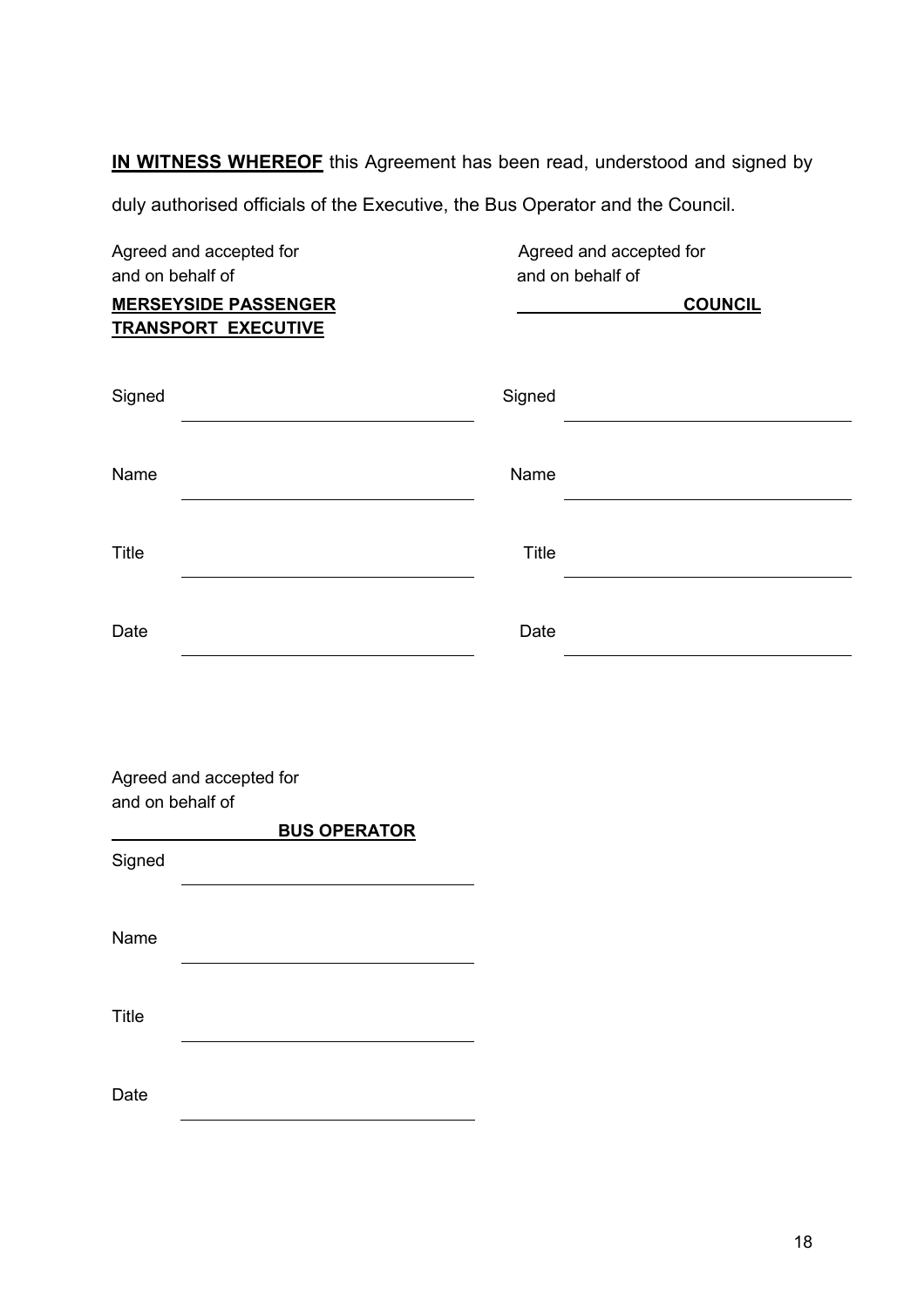**<u>IN WITNESS WHEREOF</u>** this Agreement has been read, understood and signed by duly authorised officials of the Executive, the Bus Operator and the Council.

Agreed and accepted for
and on behalf of
**<u>MERSEYSIDE PASSENGER TRANSPORT EXECUTIVE</u>**

Signed ______________________________

Name ______________________________

Title ______________________________

Date ______________________________

Agreed and accepted for
and on behalf of
**______________ COUNCIL**

Signed ______________________________

Name ______________________________

Title ______________________________

Date ______________________________

Agreed and accepted for
and on behalf of
**______________ BUS OPERATOR**

Signed ______________________________

Name ______________________________

Title ______________________________

Date ______________________________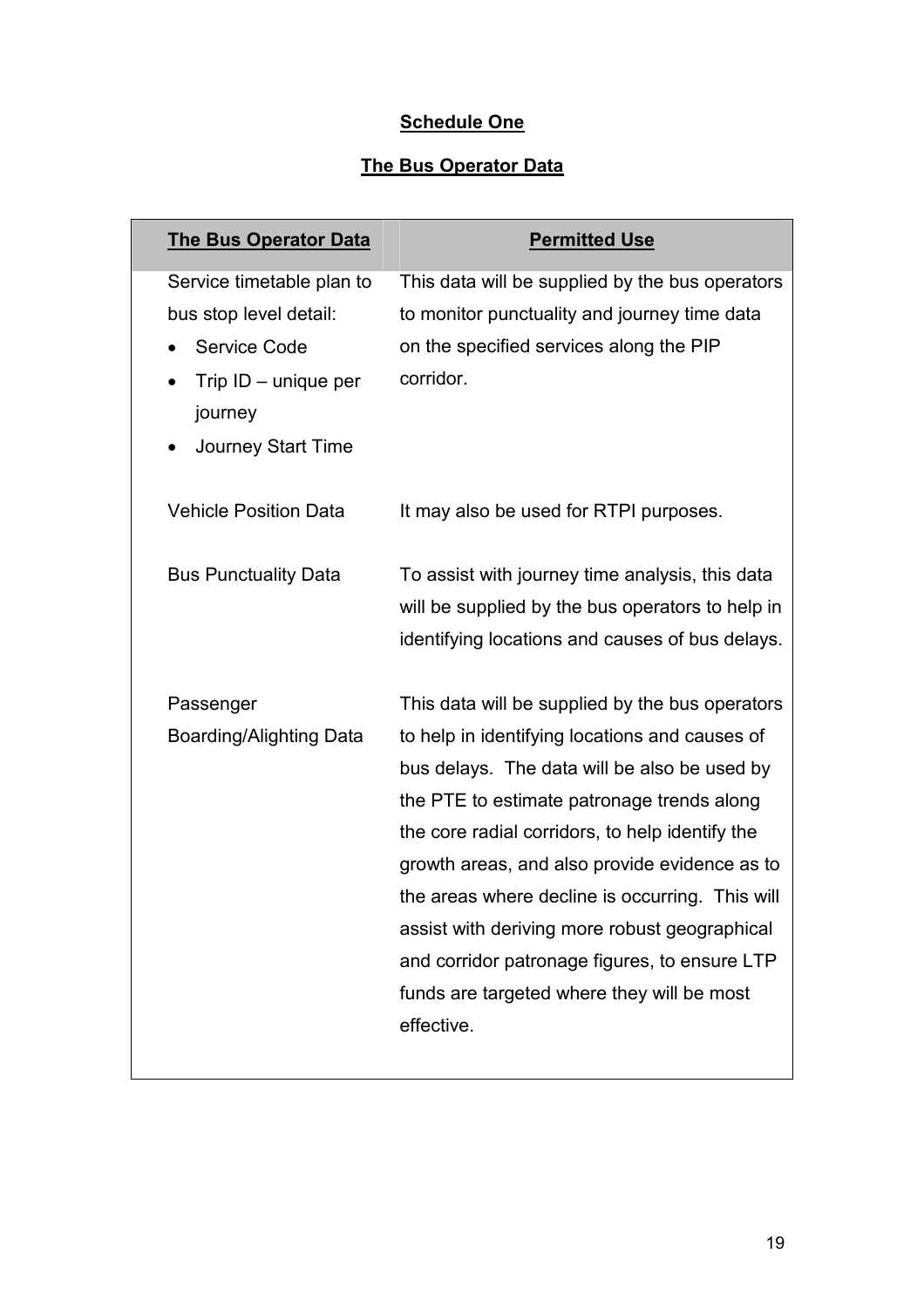## Schedule One

## The Bus Operator Data

| The Bus Operator Data | Permitted Use |
|---|---|
| Service timetable plan to bus stop level detail:<br>• Service Code<br>• Trip ID – unique per journey<br>• Journey Start Time | This data will be supplied by the bus operators to monitor punctuality and journey time data on the specified services along the PIP corridor. |
| Vehicle Position Data | It may also be used for RTPI purposes. |
| Bus Punctuality Data | To assist with journey time analysis, this data will be supplied by the bus operators to help in identifying locations and causes of bus delays. |
| Passenger Boarding/Alighting Data | This data will be supplied by the bus operators to help in identifying locations and causes of bus delays. The data will be also be used by the PTE to estimate patronage trends along the core radial corridors, to help identify the growth areas, and also provide evidence as to the areas where decline is occurring. This will assist with deriving more robust geographical and corridor patronage figures, to ensure LTP funds are targeted where they will be most effective. |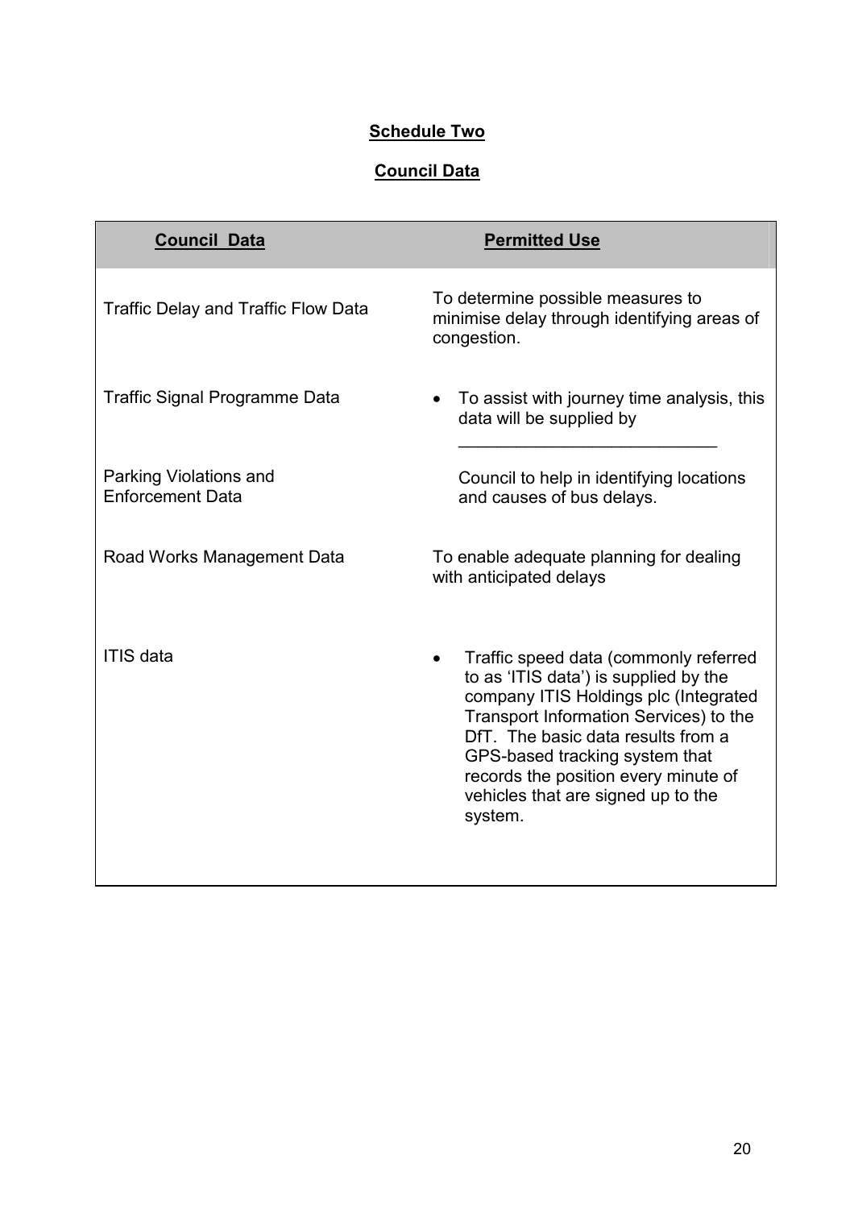**Schedule Two**

**Council Data**

| **Council Data** | **Permitted Use** |
|---|---|
| Traffic Delay and Traffic Flow Data | To determine possible measures to minimise delay through identifying areas of congestion. |
| Traffic Signal Programme Data | • To assist with journey time analysis, this data will be supplied by ___________________________ |
| Parking Violations and Enforcement Data | Council to help in identifying locations and causes of bus delays. |
| Road Works Management Data | To enable adequate planning for dealing with anticipated delays |
| ITIS data | • Traffic speed data (commonly referred to as 'ITIS data') is supplied by the company ITIS Holdings plc (Integrated Transport Information Services) to the DfT. The basic data results from a GPS-based tracking system that records the position every minute of vehicles that are signed up to the system. |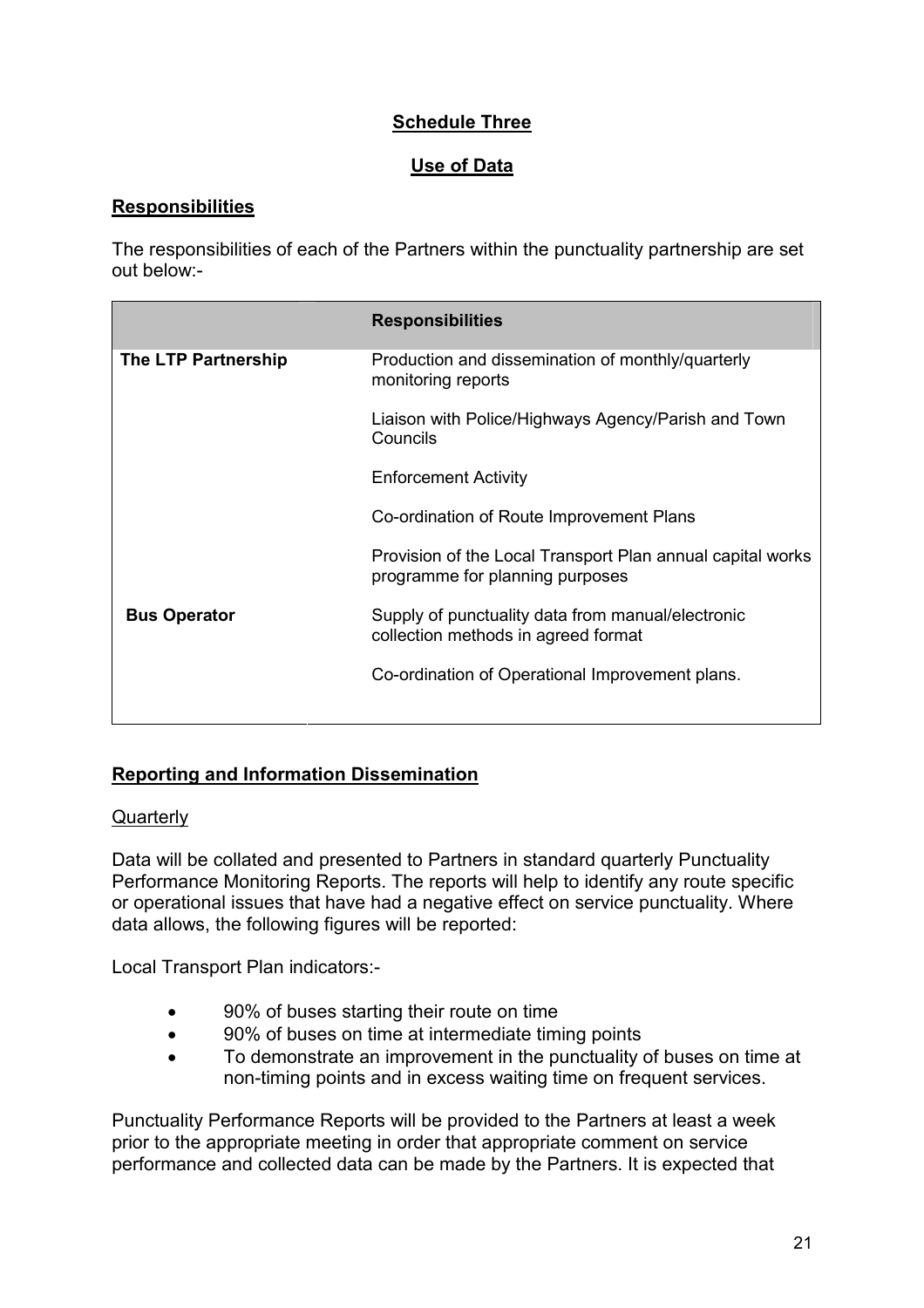## Schedule Three

## Use of Data

### Responsibilities

The responsibilities of each of the Partners within the punctuality partnership are set out below:-

| | Responsibilities |
|---|---|
| **The LTP Partnership** | Production and dissemination of monthly/quarterly monitoring reports<br><br>Liaison with Police/Highways Agency/Parish and Town Councils<br><br>Enforcement Activity<br><br>Co-ordination of Route Improvement Plans<br><br>Provision of the Local Transport Plan annual capital works programme for planning purposes |
| **Bus Operator** | Supply of punctuality data from manual/electronic collection methods in agreed format<br><br>Co-ordination of Operational Improvement plans. |

### Reporting and Information Dissemination

Quarterly

Data will be collated and presented to Partners in standard quarterly Punctuality Performance Monitoring Reports. The reports will help to identify any route specific or operational issues that have had a negative effect on service punctuality. Where data allows, the following figures will be reported:

Local Transport Plan indicators:-

- 90% of buses starting their route on time
- 90% of buses on time at intermediate timing points
- To demonstrate an improvement in the punctuality of buses on time at non-timing points and in excess waiting time on frequent services.

Punctuality Performance Reports will be provided to the Partners at least a week prior to the appropriate meeting in order that appropriate comment on service performance and collected data can be made by the Partners. It is expected that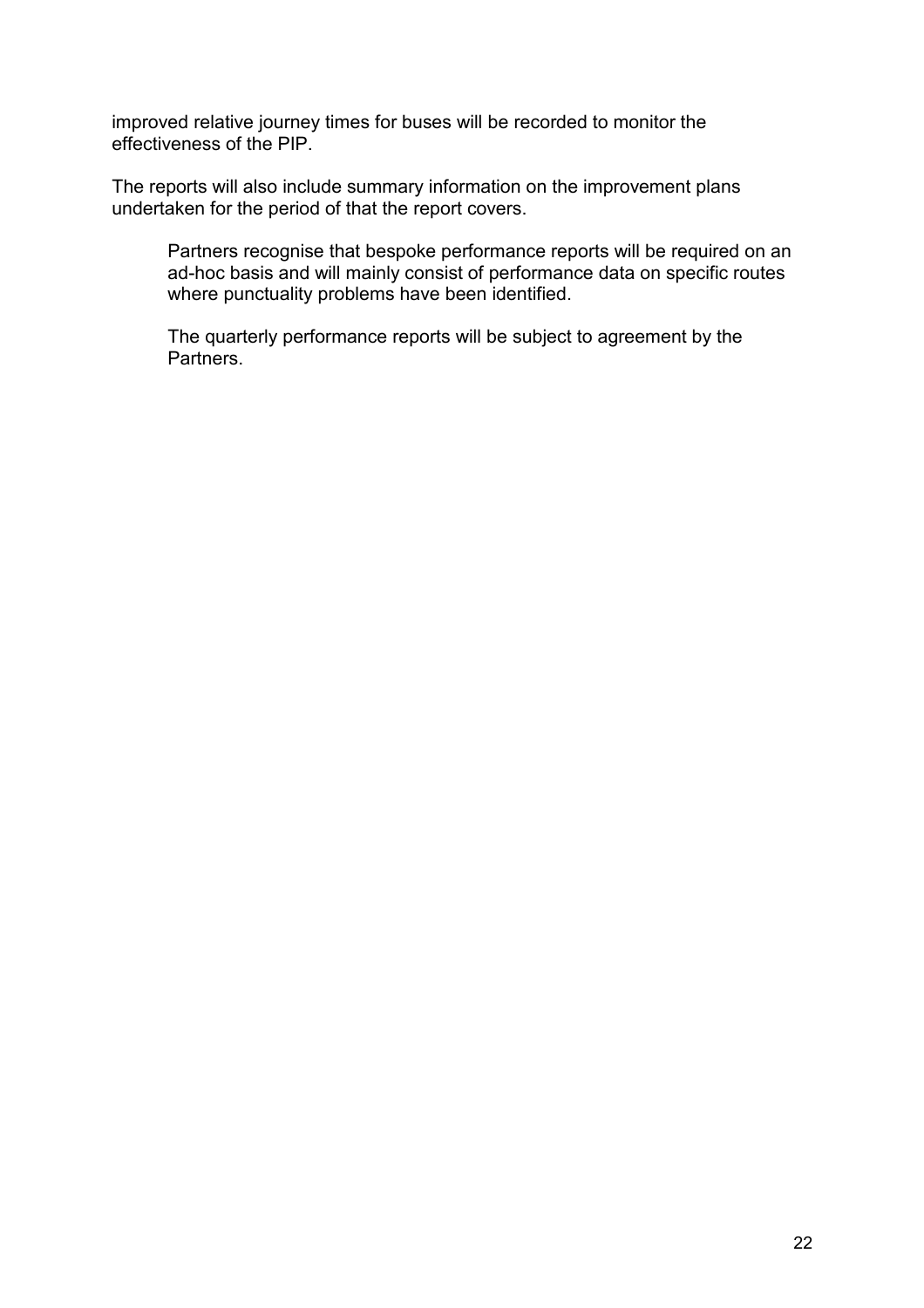improved relative journey times for buses will be recorded to monitor the effectiveness of the PIP.

The reports will also include summary information on the improvement plans undertaken for the period of that the report covers.

> Partners recognise that bespoke performance reports will be required on an ad-hoc basis and will mainly consist of performance data on specific routes where punctuality problems have been identified.
>
> The quarterly performance reports will be subject to agreement by the Partners.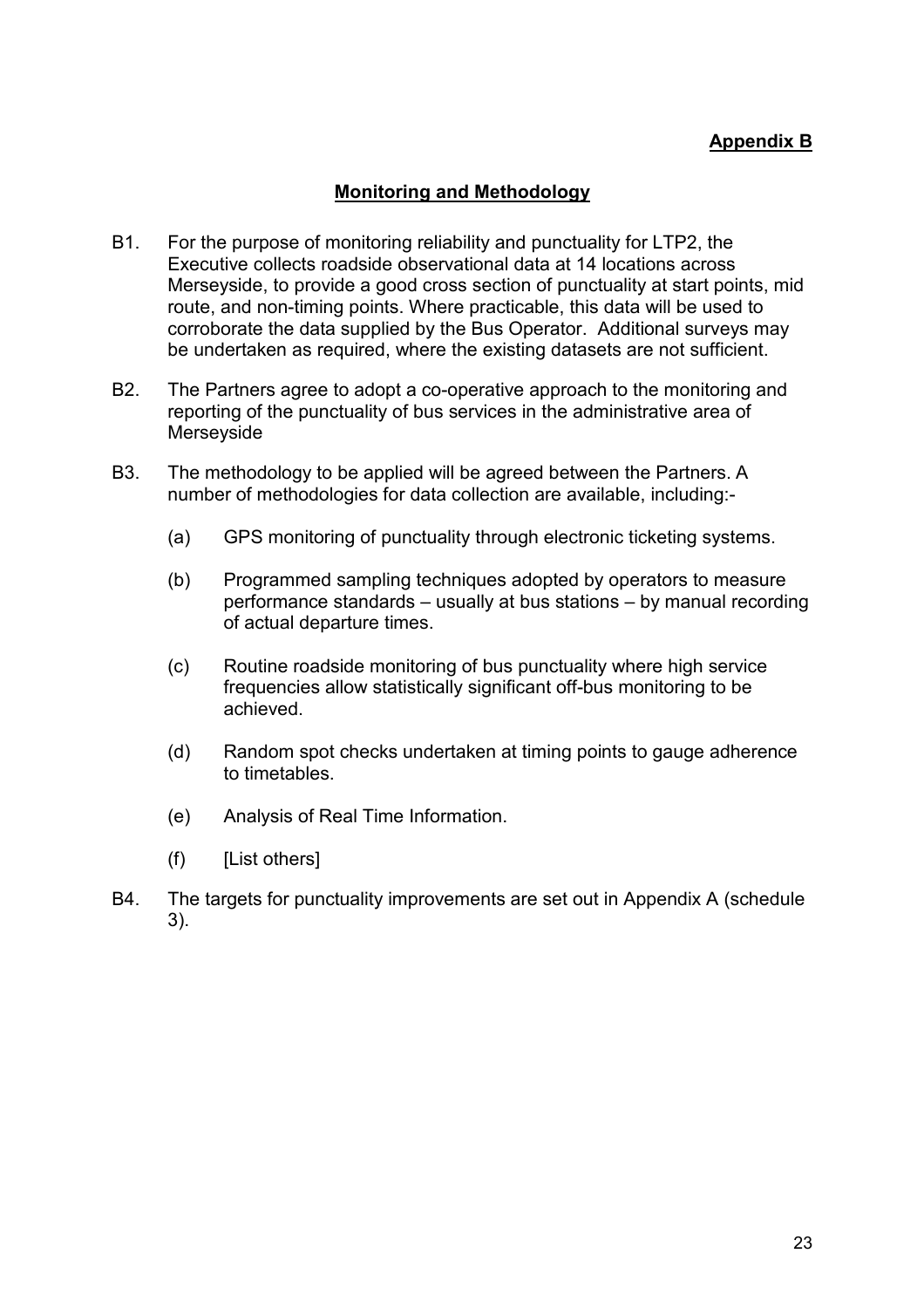**Appendix B**

## Monitoring and Methodology

B1. For the purpose of monitoring reliability and punctuality for LTP2, the Executive collects roadside observational data at 14 locations across Merseyside, to provide a good cross section of punctuality at start points, mid route, and non-timing points. Where practicable, this data will be used to corroborate the data supplied by the Bus Operator. Additional surveys may be undertaken as required, where the existing datasets are not sufficient.

B2. The Partners agree to adopt a co-operative approach to the monitoring and reporting of the punctuality of bus services in the administrative area of Merseyside

B3. The methodology to be applied will be agreed between the Partners. A number of methodologies for data collection are available, including:-

(a) GPS monitoring of punctuality through electronic ticketing systems.

(b) Programmed sampling techniques adopted by operators to measure performance standards – usually at bus stations – by manual recording of actual departure times.

(c) Routine roadside monitoring of bus punctuality where high service frequencies allow statistically significant off-bus monitoring to be achieved.

(d) Random spot checks undertaken at timing points to gauge adherence to timetables.

(e) Analysis of Real Time Information.

(f) [List others]

B4. The targets for punctuality improvements are set out in Appendix A (schedule 3).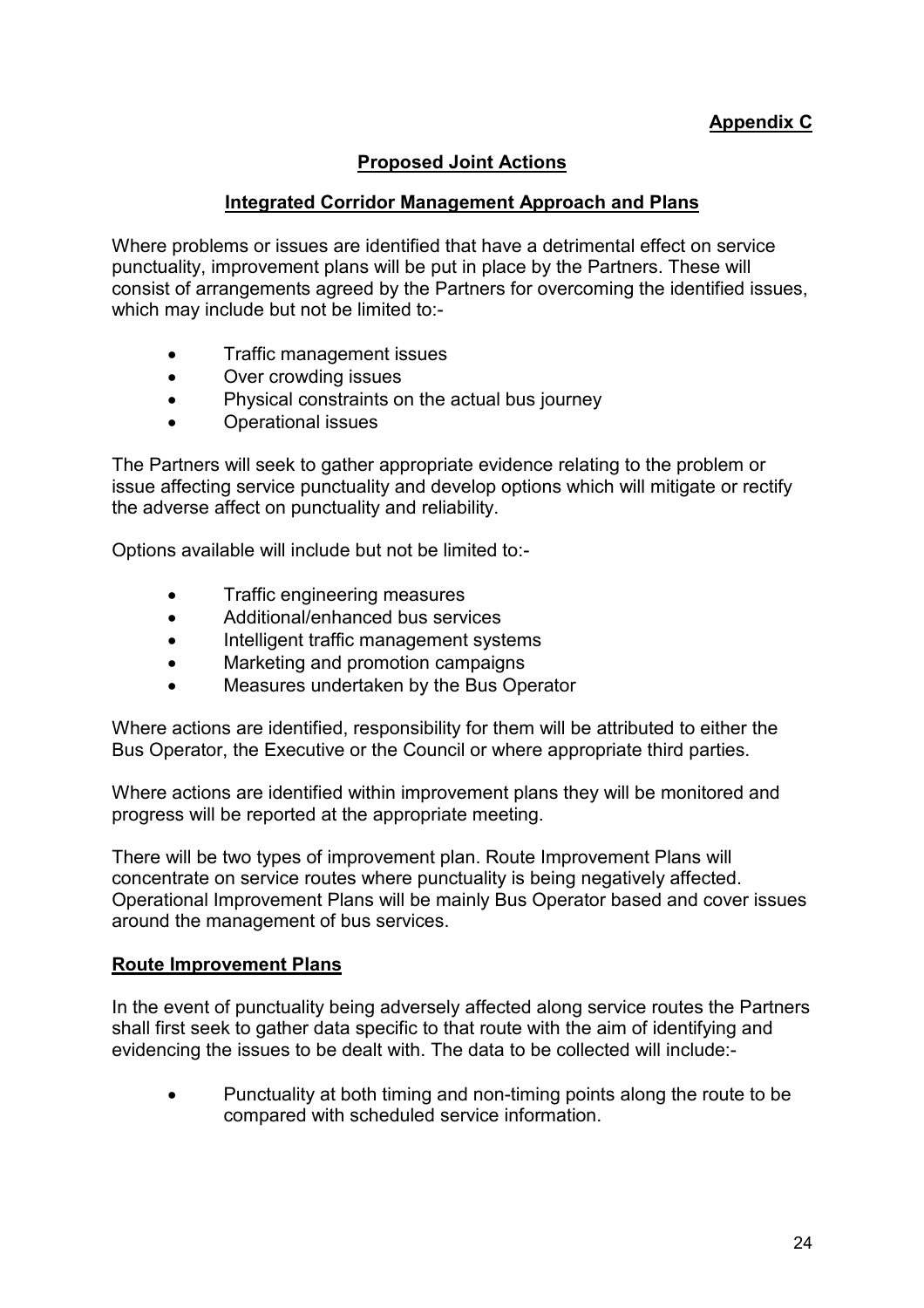**Appendix C**

## Proposed Joint Actions

### Integrated Corridor Management Approach and Plans

Where problems or issues are identified that have a detrimental effect on service punctuality, improvement plans will be put in place by the Partners. These will consist of arrangements agreed by the Partners for overcoming the identified issues, which may include but not be limited to:-

- Traffic management issues
- Over crowding issues
- Physical constraints on the actual bus journey
- Operational issues

The Partners will seek to gather appropriate evidence relating to the problem or issue affecting service punctuality and develop options which will mitigate or rectify the adverse affect on punctuality and reliability.

Options available will include but not be limited to:-

- Traffic engineering measures
- Additional/enhanced bus services
- Intelligent traffic management systems
- Marketing and promotion campaigns
- Measures undertaken by the Bus Operator

Where actions are identified, responsibility for them will be attributed to either the Bus Operator, the Executive or the Council or where appropriate third parties.

Where actions are identified within improvement plans they will be monitored and progress will be reported at the appropriate meeting.

There will be two types of improvement plan. Route Improvement Plans will concentrate on service routes where punctuality is being negatively affected. Operational Improvement Plans will be mainly Bus Operator based and cover issues around the management of bus services.

### Route Improvement Plans

In the event of punctuality being adversely affected along service routes the Partners shall first seek to gather data specific to that route with the aim of identifying and evidencing the issues to be dealt with. The data to be collected will include:-

- Punctuality at both timing and non-timing points along the route to be compared with scheduled service information.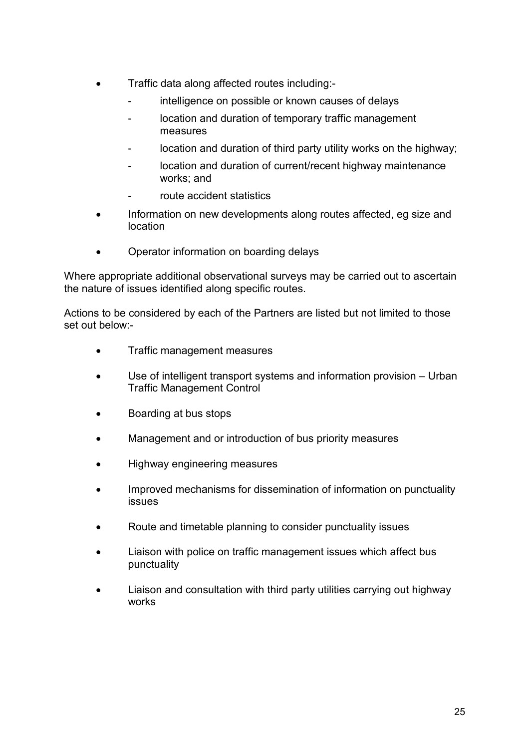- Traffic data along affected routes including:-
    - intelligence on possible or known causes of delays
    - location and duration of temporary traffic management measures
    - location and duration of third party utility works on the highway;
    - location and duration of current/recent highway maintenance works; and
    - route accident statistics
- Information on new developments along routes affected, eg size and location
- Operator information on boarding delays

Where appropriate additional observational surveys may be carried out to ascertain the nature of issues identified along specific routes.

Actions to be considered by each of the Partners are listed but not limited to those set out below:-

- Traffic management measures
- Use of intelligent transport systems and information provision – Urban Traffic Management Control
- Boarding at bus stops
- Management and or introduction of bus priority measures
- Highway engineering measures
- Improved mechanisms for dissemination of information on punctuality issues
- Route and timetable planning to consider punctuality issues
- Liaison with police on traffic management issues which affect bus punctuality
- Liaison and consultation with third party utilities carrying out highway works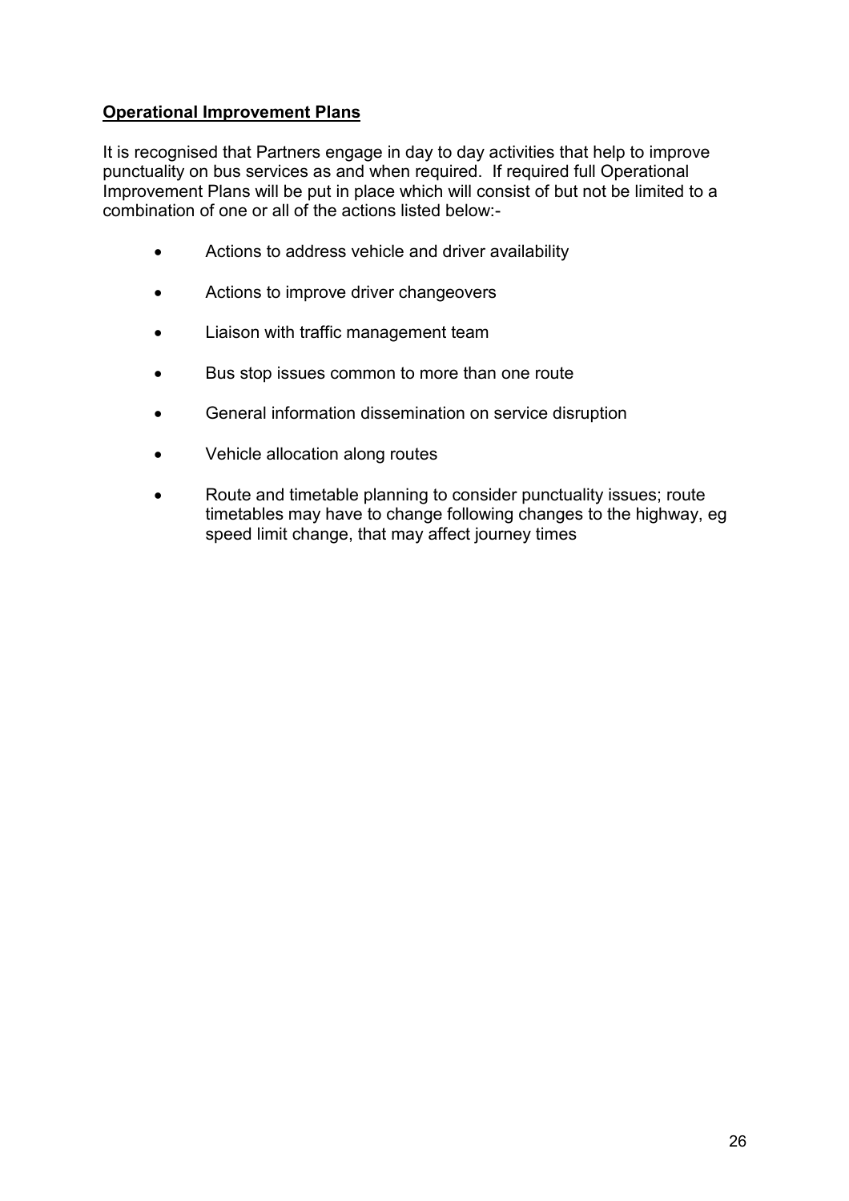## Operational Improvement Plans

It is recognised that Partners engage in day to day activities that help to improve punctuality on bus services as and when required. If required full Operational Improvement Plans will be put in place which will consist of but not be limited to a combination of one or all of the actions listed below:-

- Actions to address vehicle and driver availability
- Actions to improve driver changeovers
- Liaison with traffic management team
- Bus stop issues common to more than one route
- General information dissemination on service disruption
- Vehicle allocation along routes
- Route and timetable planning to consider punctuality issues; route timetables may have to change following changes to the highway, eg speed limit change, that may affect journey times